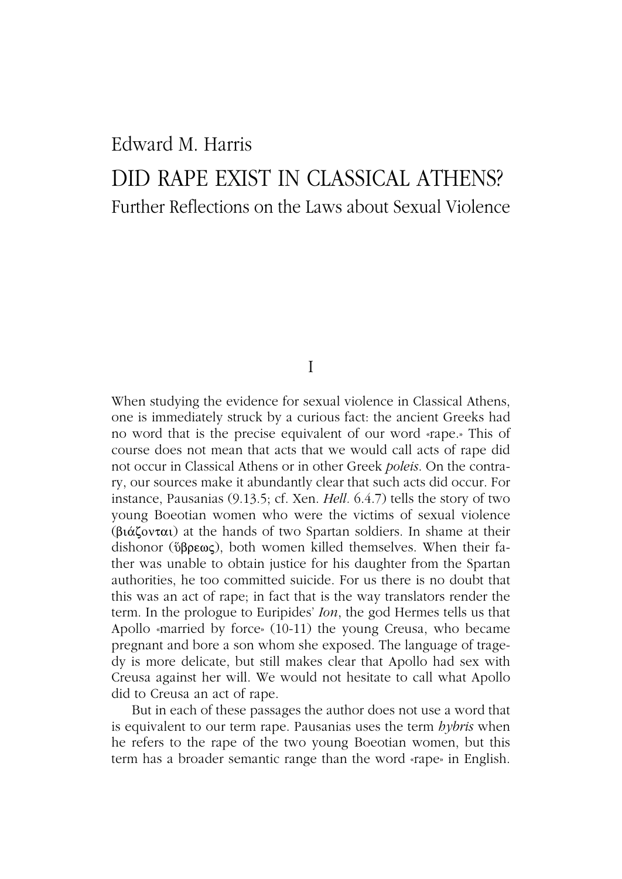Edward M. Harris

# DID RAPE EXIST IN CLASSICAL ATHENS?

## Further Reflections on the Laws about Sexual Violence

### I

When studying the evidence for sexual violence in Classical Athens, one is immediately struck by a curious fact: the ancient Greeks had no word that is the precise equivalent of our word «rape.» This of course does not mean that acts that we would call acts of rape did not occur in Classical Athens or in other Greek *poleis*. On the contrary, our sources make it abundantly clear that such acts did occur. For instance, Pausanias (9.13.5; cf. Xen. *Hell.* 6.4.7) tells the story of two young Boeotian women who were the victims of sexual violence (βιάζονται) at the hands of two Spartan soldiers. In shame at their dishonor (ὕβρεως), both women killed themselves. When their father was unable to obtain justice for his daughter from the Spartan authorities, he too committed suicide. For us there is no doubt that this was an act of rape; in fact that is the way translators render the term. In the prologue to Euripides' *Ion*, the god Hermes tells us that Apollo «married by force» (10-11) the young Creusa, who became pregnant and bore a son whom she exposed. The language of tragedy is more delicate, but still makes clear that Apollo had sex with Creusa against her will. We would not hesitate to call what Apollo did to Creusa an act of rape.

But in each of these passages the author does not use a word that is equivalent to our term rape. Pausanias uses the term *hybris* when he refers to the rape of the two young Boeotian women, but this term has a broader semantic range than the word «rape» in English.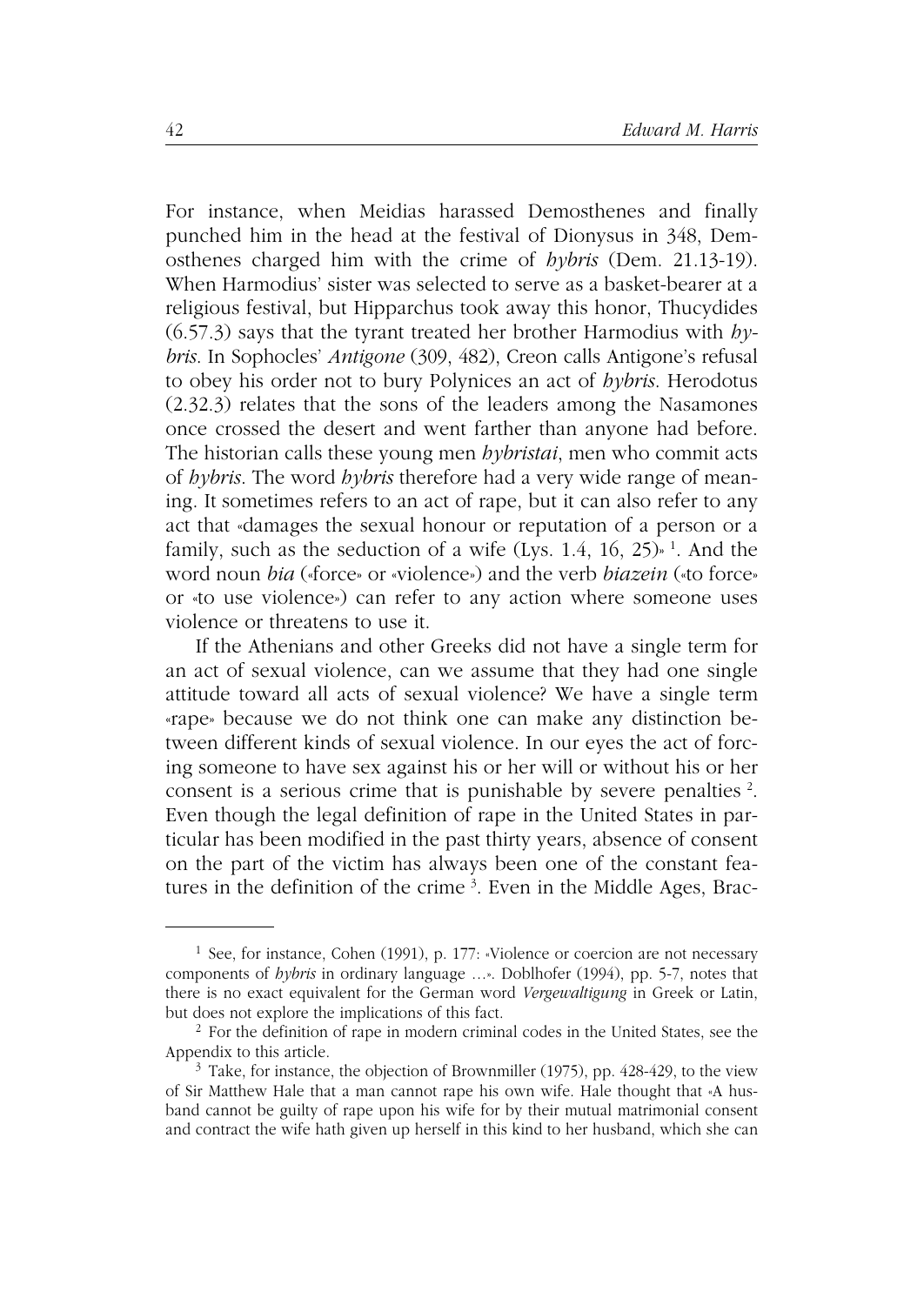For instance, when Meidias harassed Demosthenes and finally punched him in the head at the festival of Dionysus in 348, Demosthenes charged him with the crime of *hybris* (Dem. 21.13-19). When Harmodius' sister was selected to serve as a basket-bearer at a religious festival, but Hipparchus took away this honor, Thucydides (6.57.3) says that the tyrant treated her brother Harmodius with *hybris*. In Sophocles' *Antigone* (309, 482), Creon calls Antigone's refusal to obey his order not to bury Polynices an act of *hybris*. Herodotus (2.32.3) relates that the sons of the leaders among the Nasamones once crossed the desert and went farther than anyone had before. The historian calls these young men *hybristai*, men who commit acts of *hybris*. The word *hybris* therefore had a very wide range of meaning. It sometimes refers to an act of rape, but it can also refer to any act that «damages the sexual honour or reputation of a person or a family, such as the seduction of a wife (Lys. 1.4, 16, 25)» [1]. And the word noun *bia* («force» or «violence») and the verb *biazein* («to force» or «to use violence») can refer to any action where someone uses violence or threatens to use it.

If the Athenians and other Greeks did not have a single term for an act of sexual violence, can we assume that they had one single attitude toward all acts of sexual violence? We have a single term «rape» because we do not think one can make any distinction between different kinds of sexual violence. In our eyes the act of forcing someone to have sex against his or her will or without his or her consent is a serious crime that is punishable by severe penalties [2]. Even though the legal definition of rape in the United States in particular has been modified in the past thirty years, absence of consent on the part of the victim has always been one of the constant features in the definition of the crime [3]. Even in the Middle Ages, Brac-

---

[1] See, for instance, Cohen (1991), p. 177: «Violence or coercion are not necessary components of *hybris* in ordinary language ...». Doblhofer (1994), pp. 5-7, notes that there is no exact equivalent for the German word *Vergewaltigung* in Greek or Latin, but does not explore the implications of this fact.

[2] For the definition of rape in modern criminal codes in the United States, see the Appendix to this article.

[3] Take, for instance, the objection of Brownmiller (1975), pp. 428-429, to the view of Sir Matthew Hale that a man cannot rape his own wife. Hale thought that «A husband cannot be guilty of rape upon his wife for by their mutual matrimonial consent and contract the wife hath given up herself in this kind to her husband, which she can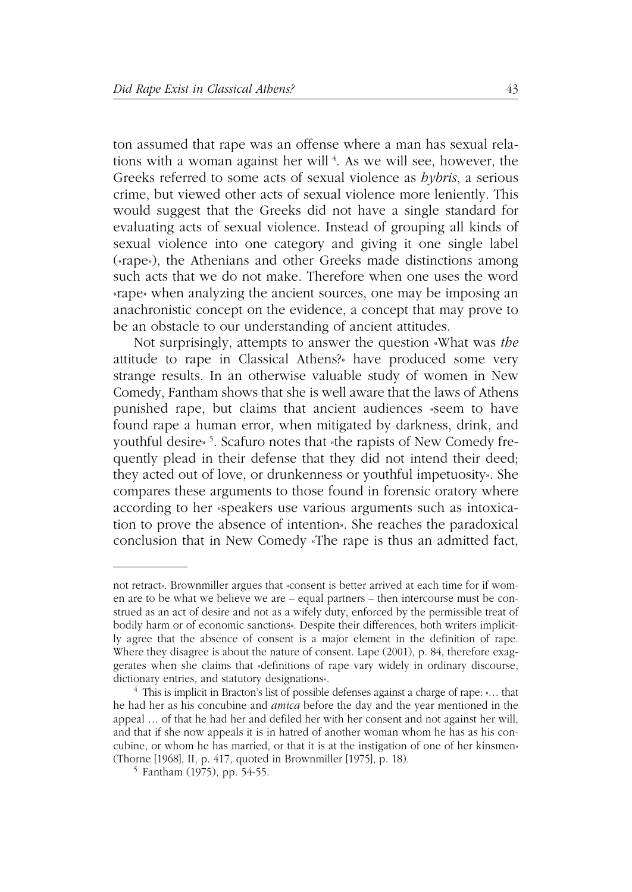ton assumed that rape was an offense where a man has sexual relations with a woman against her will [4]. As we will see, however, the Greeks referred to some acts of sexual violence as *hybris*, a serious crime, but viewed other acts of sexual violence more leniently. This would suggest that the Greeks did not have a single standard for evaluating acts of sexual violence. Instead of grouping all kinds of sexual violence into one category and giving it one single label («rape»), the Athenians and other Greeks made distinctions among such acts that we do not make. Therefore when one uses the word «rape» when analyzing the ancient sources, one may be imposing an anachronistic concept on the evidence, a concept that may prove to be an obstacle to our understanding of ancient attitudes.

Not surprisingly, attempts to answer the question «What was *the* attitude to rape in Classical Athens?» have produced some very strange results. In an otherwise valuable study of women in New Comedy, Fantham shows that she is well aware that the laws of Athens punished rape, but claims that ancient audiences «seem to have found rape a human error, when mitigated by darkness, drink, and youthful desire» [5]. Scafuro notes that «the rapists of New Comedy frequently plead in their defense that they did not intend their deed; they acted out of love, or drunkenness or youthful impetuosity». She compares these arguments to those found in forensic oratory where according to her «speakers use various arguments such as intoxication to prove the absence of intention». She reaches the paradoxical conclusion that in New Comedy «The rape is thus an admitted fact,

---

not retract». Brownmiller argues that «consent is better arrived at each time for if women are to be what we believe we are – equal partners – then intercourse must be construed as an act of desire and not as a wifely duty, enforced by the permissible treat of bodily harm or of economic sanctions». Despite their differences, both writers implicitly agree that the absence of consent is a major element in the definition of rape. Where they disagree is about the nature of consent. Lape (2001), p. 84, therefore exaggerates when she claims that «definitions of rape vary widely in ordinary discourse, dictionary entries, and statutory designations».

[4] This is implicit in Bracton's list of possible defenses against a charge of rape: «… that he had her as his concubine and *amica* before the day and the year mentioned in the appeal … of that he had her and defiled her with her consent and not against her will, and that if she now appeals it is in hatred of another woman whom he has as his concubine, or whom he has married, or that it is at the instigation of one of her kinsmen» (Thorne [1968], II, p. 417, quoted in Brownmiller [1975], p. 18).

[5] Fantham (1975), pp. 54-55.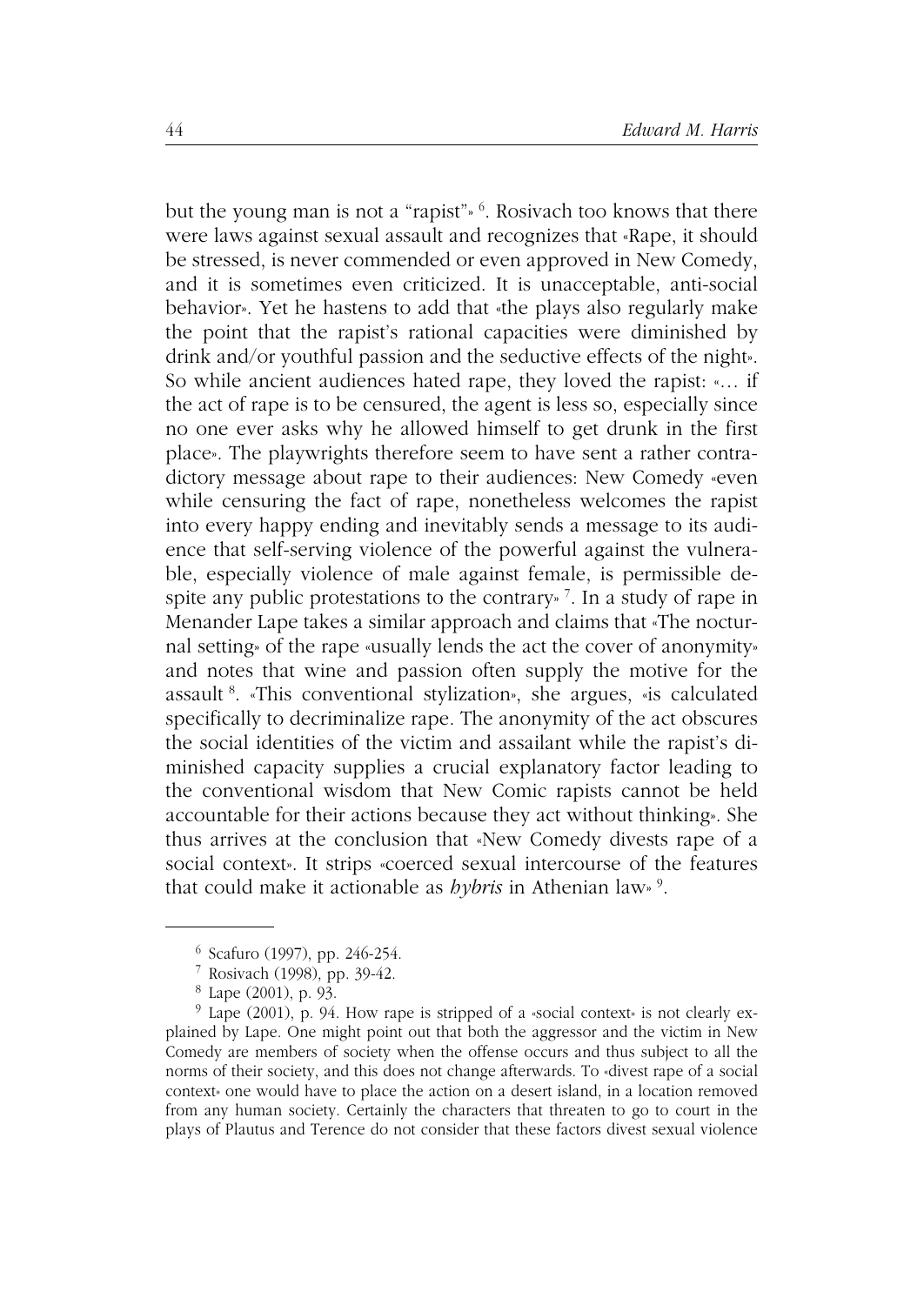but the young man is not a "rapist"» [6]. Rosivach too knows that there were laws against sexual assault and recognizes that «Rape, it should be stressed, is never commended or even approved in New Comedy, and it is sometimes even criticized. It is unacceptable, anti-social behavior». Yet he hastens to add that «the plays also regularly make the point that the rapist's rational capacities were diminished by drink and/or youthful passion and the seductive effects of the night». So while ancient audiences hated rape, they loved the rapist: «… if the act of rape is to be censured, the agent is less so, especially since no one ever asks why he allowed himself to get drunk in the first place». The playwrights therefore seem to have sent a rather contradictory message about rape to their audiences: New Comedy «even while censuring the fact of rape, nonetheless welcomes the rapist into every happy ending and inevitably sends a message to its audience that self-serving violence of the powerful against the vulnerable, especially violence of male against female, is permissible despite any public protestations to the contrary» [7]. In a study of rape in Menander Lape takes a similar approach and claims that «The nocturnal setting» of the rape «usually lends the act the cover of anonymity» and notes that wine and passion often supply the motive for the assault [8]. «This conventional stylization», she argues, «is calculated specifically to decriminalize rape. The anonymity of the act obscures the social identities of the victim and assailant while the rapist's diminished capacity supplies a crucial explanatory factor leading to the conventional wisdom that New Comic rapists cannot be held accountable for their actions because they act without thinking». She thus arrives at the conclusion that «New Comedy divests rape of a social context». It strips «coerced sexual intercourse of the features that could make it actionable as *hybris* in Athenian law» [9].

---

[6] Scafuro (1997), pp. 246-254.

[7] Rosivach (1998), pp. 39-42.

[8] Lape (2001), p. 93.

[9] Lape (2001), p. 94. How rape is stripped of a «social context» is not clearly explained by Lape. One might point out that both the aggressor and the victim in New Comedy are members of society when the offense occurs and thus subject to all the norms of their society, and this does not change afterwards. To «divest rape of a social context» one would have to place the action on a desert island, in a location removed from any human society. Certainly the characters that threaten to go to court in the plays of Plautus and Terence do not consider that these factors divest sexual violence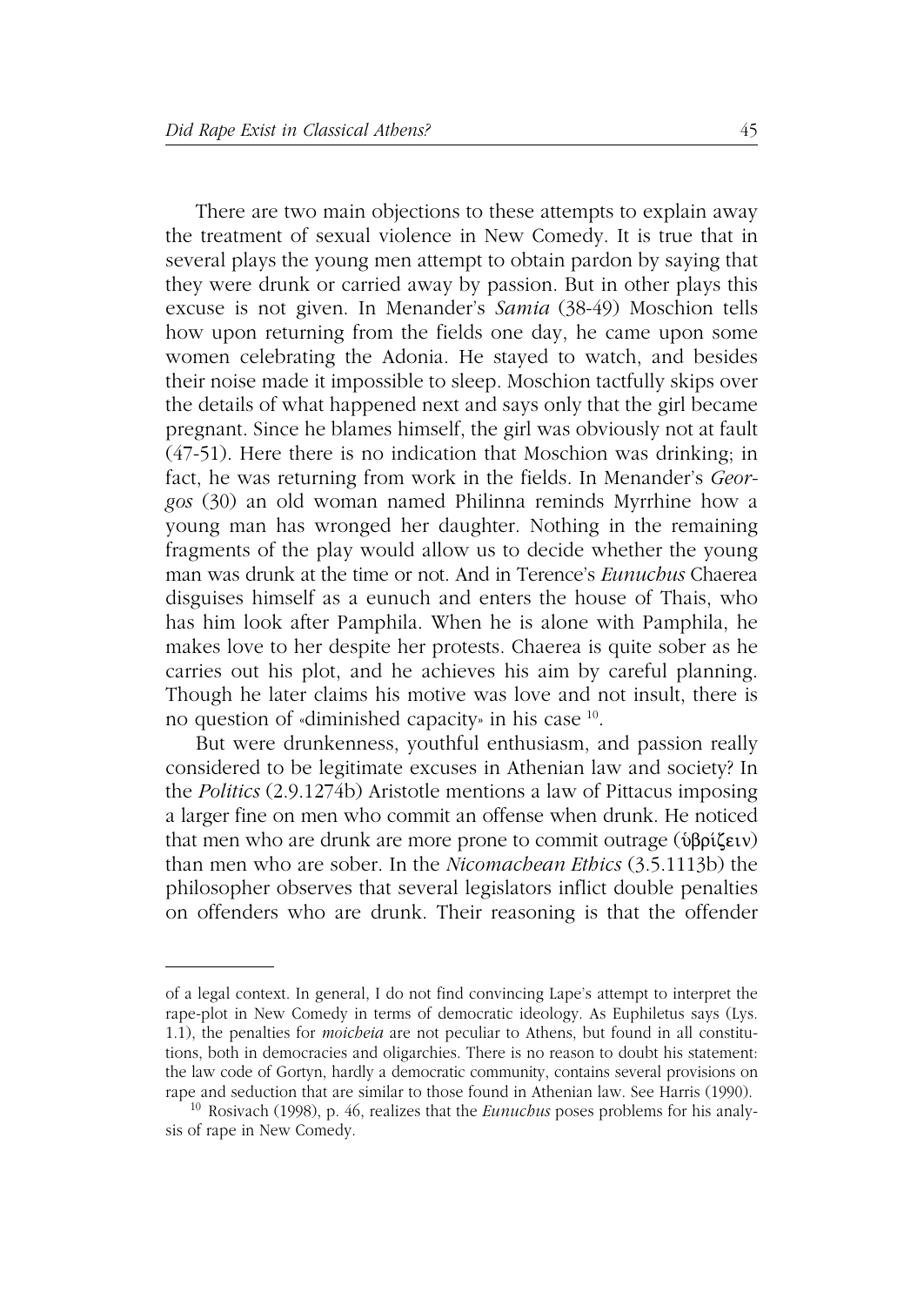There are two main objections to these attempts to explain away the treatment of sexual violence in New Comedy. It is true that in several plays the young men attempt to obtain pardon by saying that they were drunk or carried away by passion. But in other plays this excuse is not given. In Menander's *Samia* (38-49) Moschion tells how upon returning from the fields one day, he came upon some women celebrating the Adonia. He stayed to watch, and besides their noise made it impossible to sleep. Moschion tactfully skips over the details of what happened next and says only that the girl became pregnant. Since he blames himself, the girl was obviously not at fault (47-51). Here there is no indication that Moschion was drinking; in fact, he was returning from work in the fields. In Menander's *Georgos* (30) an old woman named Philinna reminds Myrrhine how a young man has wronged her daughter. Nothing in the remaining fragments of the play would allow us to decide whether the young man was drunk at the time or not. And in Terence's *Eunuchus* Chaerea disguises himself as a eunuch and enters the house of Thais, who has him look after Pamphila. When he is alone with Pamphila, he makes love to her despite her protests. Chaerea is quite sober as he carries out his plot, and he achieves his aim by careful planning. Though he later claims his motive was love and not insult, there is no question of «diminished capacity» in his case [10].

But were drunkenness, youthful enthusiasm, and passion really considered to be legitimate excuses in Athenian law and society? In the *Politics* (2.9.1274b) Aristotle mentions a law of Pittacus imposing a larger fine on men who commit an offense when drunk. He noticed that men who are drunk are more prone to commit outrage (ὑβρίζειν) than men who are sober. In the *Nicomachean Ethics* (3.5.1113b) the philosopher observes that several legislators inflict double penalties on offenders who are drunk. Their reasoning is that the offender

---

of a legal context. In general, I do not find convincing Lape's attempt to interpret the rape-plot in New Comedy in terms of democratic ideology. As Euphiletus says (Lys. 1.1), the penalties for *moicheia* are not peculiar to Athens, but found in all constitutions, both in democracies and oligarchies. There is no reason to doubt his statement: the law code of Gortyn, hardly a democratic community, contains several provisions on rape and seduction that are similar to those found in Athenian law. See Harris (1990).

[10] Rosivach (1998), p. 46, realizes that the *Eunuchus* poses problems for his analysis of rape in New Comedy.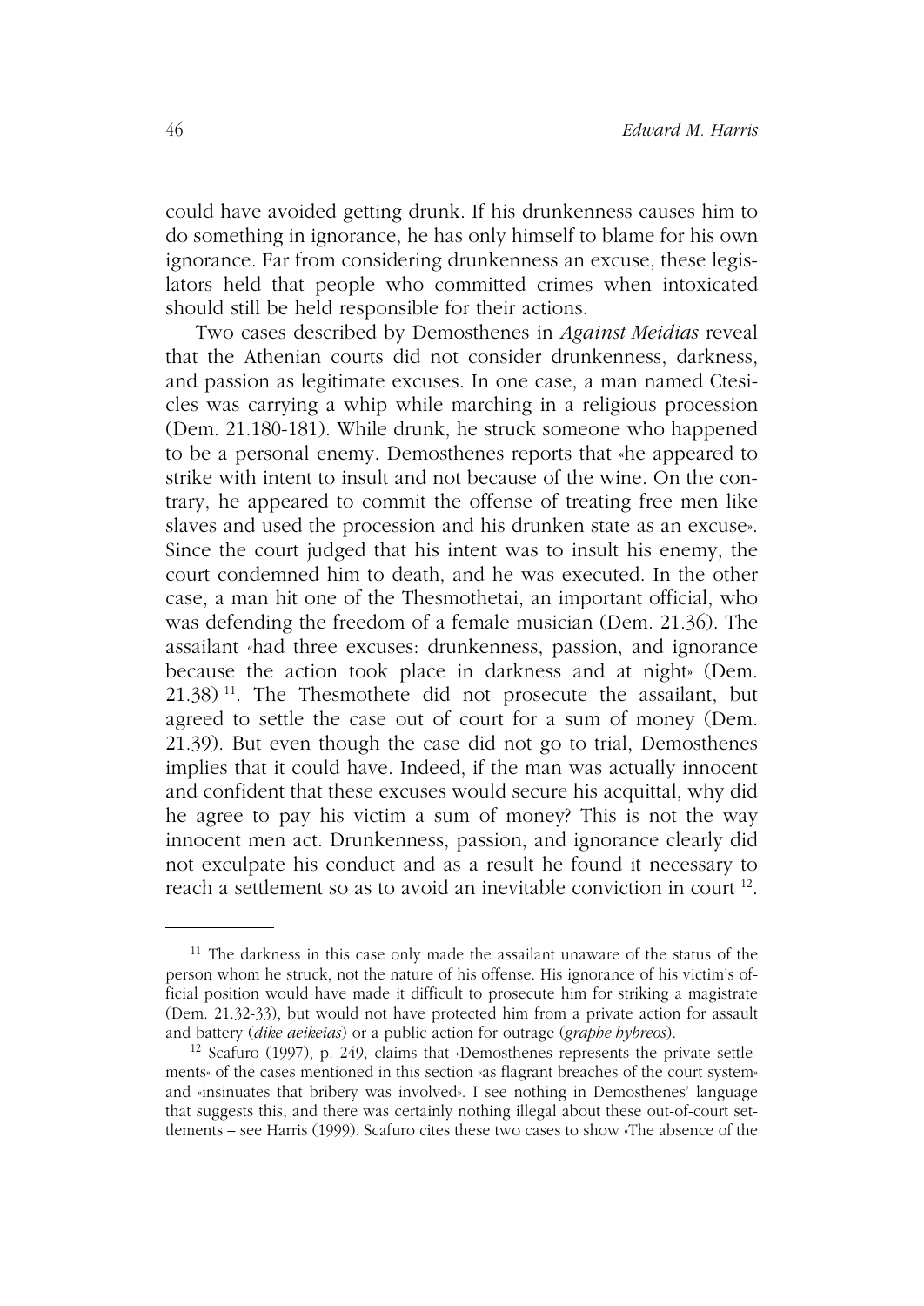could have avoided getting drunk. If his drunkenness causes him to do something in ignorance, he has only himself to blame for his own ignorance. Far from considering drunkenness an excuse, these legislators held that people who committed crimes when intoxicated should still be held responsible for their actions.

Two cases described by Demosthenes in *Against Meidias* reveal that the Athenian courts did not consider drunkenness, darkness, and passion as legitimate excuses. In one case, a man named Ctesicles was carrying a whip while marching in a religious procession (Dem. 21.180-181). While drunk, he struck someone who happened to be a personal enemy. Demosthenes reports that «he appeared to strike with intent to insult and not because of the wine. On the contrary, he appeared to commit the offense of treating free men like slaves and used the procession and his drunken state as an excuse». Since the court judged that his intent was to insult his enemy, the court condemned him to death, and he was executed. In the other case, a man hit one of the Thesmothetai, an important official, who was defending the freedom of a female musician (Dem. 21.36). The assailant «had three excuses: drunkenness, passion, and ignorance because the action took place in darkness and at night» (Dem. 21.38) [11]. The Thesmothete did not prosecute the assailant, but agreed to settle the case out of court for a sum of money (Dem. 21.39). But even though the case did not go to trial, Demosthenes implies that it could have. Indeed, if the man was actually innocent and confident that these excuses would secure his acquittal, why did he agree to pay his victim a sum of money? This is not the way innocent men act. Drunkenness, passion, and ignorance clearly did not exculpate his conduct and as a result he found it necessary to reach a settlement so as to avoid an inevitable conviction in court [12].

---

[11] The darkness in this case only made the assailant unaware of the status of the person whom he struck, not the nature of his offense. His ignorance of his victim's official position would have made it difficult to prosecute him for striking a magistrate (Dem. 21.32-33), but would not have protected him from a private action for assault and battery (*dike aeikeias*) or a public action for outrage (*graphe hybreos*).

[12] Scafuro (1997), p. 249, claims that «Demosthenes represents the private settlements» of the cases mentioned in this section «as flagrant breaches of the court system» and «insinuates that bribery was involved». I see nothing in Demosthenes' language that suggests this, and there was certainly nothing illegal about these out-of-court settlements – see Harris (1999). Scafuro cites these two cases to show «The absence of the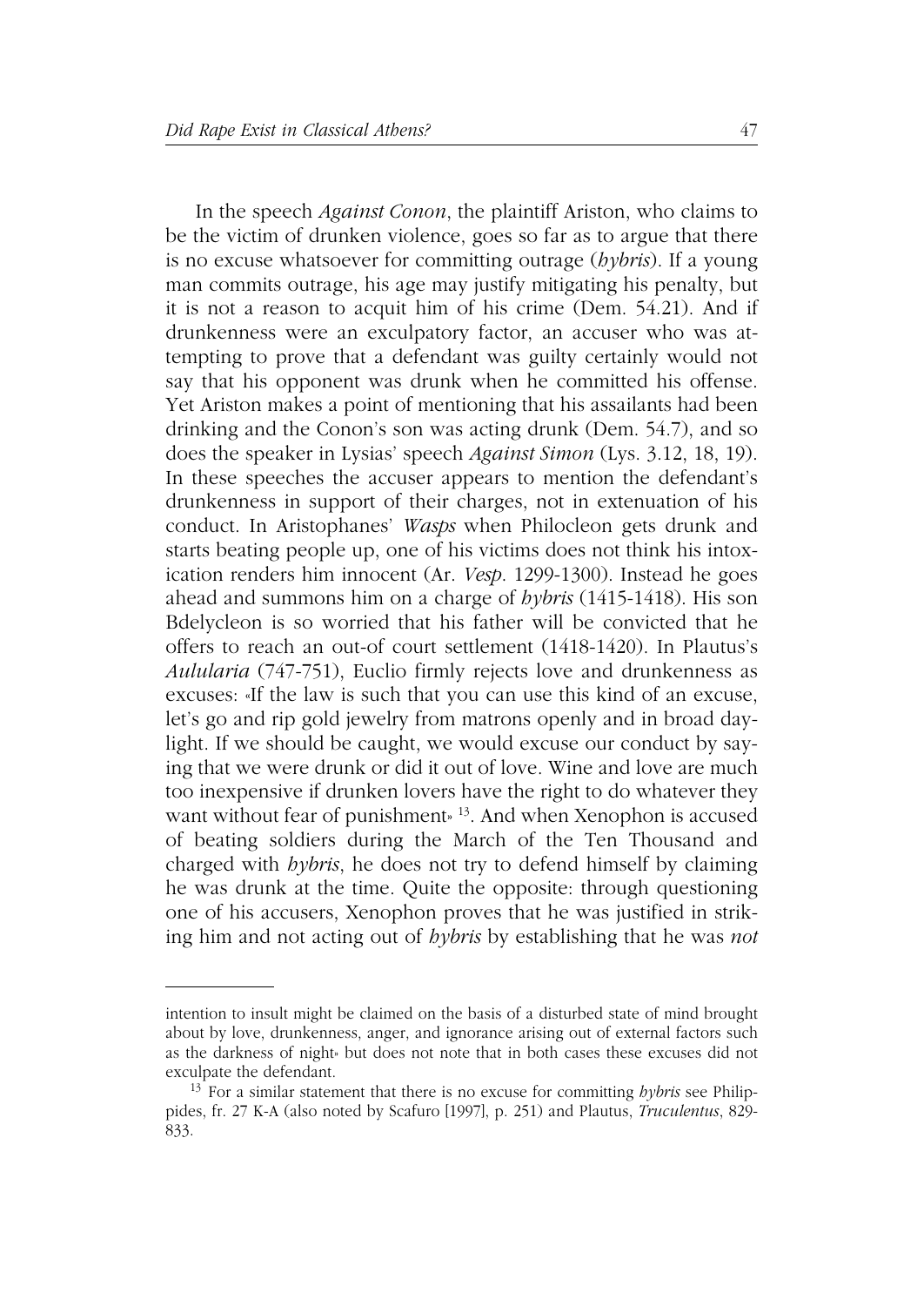In the speech *Against Conon*, the plaintiff Ariston, who claims to be the victim of drunken violence, goes so far as to argue that there is no excuse whatsoever for committing outrage (*hybris*). If a young man commits outrage, his age may justify mitigating his penalty, but it is not a reason to acquit him of his crime (Dem. 54.21). And if drunkenness were an exculpatory factor, an accuser who was attempting to prove that a defendant was guilty certainly would not say that his opponent was drunk when he committed his offense. Yet Ariston makes a point of mentioning that his assailants had been drinking and the Conon's son was acting drunk (Dem. 54.7), and so does the speaker in Lysias' speech *Against Simon* (Lys. 3.12, 18, 19). In these speeches the accuser appears to mention the defendant's drunkenness in support of their charges, not in extenuation of his conduct. In Aristophanes' *Wasps* when Philocleon gets drunk and starts beating people up, one of his victims does not think his intoxication renders him innocent (Ar. *Vesp*. 1299-1300). Instead he goes ahead and summons him on a charge of *hybris* (1415-1418). His son Bdelycleon is so worried that his father will be convicted that he offers to reach an out-of court settlement (1418-1420). In Plautus's *Aulularia* (747-751), Euclio firmly rejects love and drunkenness as excuses: «If the law is such that you can use this kind of an excuse, let's go and rip gold jewelry from matrons openly and in broad daylight. If we should be caught, we would excuse our conduct by saying that we were drunk or did it out of love. Wine and love are much too inexpensive if drunken lovers have the right to do whatever they want without fear of punishment» [13]. And when Xenophon is accused of beating soldiers during the March of the Ten Thousand and charged with *hybris*, he does not try to defend himself by claiming he was drunk at the time. Quite the opposite: through questioning one of his accusers, Xenophon proves that he was justified in striking him and not acting out of *hybris* by establishing that he was *not*

---

intention to insult might be claimed on the basis of a disturbed state of mind brought about by love, drunkenness, anger, and ignorance arising out of external factors such as the darkness of night» but does not note that in both cases these excuses did not exculpate the defendant.

[13] For a similar statement that there is no excuse for committing *hybris* see Philippides, fr. 27 K-A (also noted by Scafuro [1997], p. 251) and Plautus, *Truculentus*, 829-833.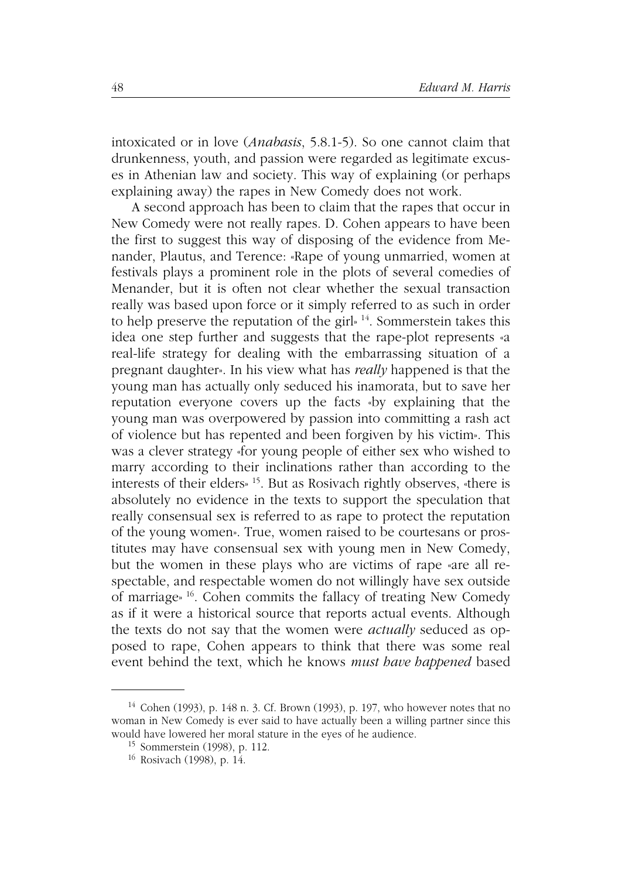intoxicated or in love (*Anabasis*, 5.8.1-5). So one cannot claim that drunkenness, youth, and passion were regarded as legitimate excuses in Athenian law and society. This way of explaining (or perhaps explaining away) the rapes in New Comedy does not work.

A second approach has been to claim that the rapes that occur in New Comedy were not really rapes. D. Cohen appears to have been the first to suggest this way of disposing of the evidence from Menander, Plautus, and Terence: «Rape of young unmarried, women at festivals plays a prominent role in the plots of several comedies of Menander, but it is often not clear whether the sexual transaction really was based upon force or it simply referred to as such in order to help preserve the reputation of the girl» [14]. Sommerstein takes this idea one step further and suggests that the rape-plot represents «a real-life strategy for dealing with the embarrassing situation of a pregnant daughter». In his view what has *really* happened is that the young man has actually only seduced his inamorata, but to save her reputation everyone covers up the facts «by explaining that the young man was overpowered by passion into committing a rash act of violence but has repented and been forgiven by his victim». This was a clever strategy «for young people of either sex who wished to marry according to their inclinations rather than according to the interests of their elders» [15]. But as Rosivach rightly observes, «there is absolutely no evidence in the texts to support the speculation that really consensual sex is referred to as rape to protect the reputation of the young women». True, women raised to be courtesans or prostitutes may have consensual sex with young men in New Comedy, but the women in these plays who are victims of rape «are all respectable, and respectable women do not willingly have sex outside of marriage» [16]. Cohen commits the fallacy of treating New Comedy as if it were a historical source that reports actual events. Although the texts do not say that the women were *actually* seduced as opposed to rape, Cohen appears to think that there was some real event behind the text, which he knows *must have happened* based

---

[14] Cohen (1993), p. 148 n. 3. Cf. Brown (1993), p. 197, who however notes that no woman in New Comedy is ever said to have actually been a willing partner since this would have lowered her moral stature in the eyes of he audience.

[15] Sommerstein (1998), p. 112.

[16] Rosivach (1998), p. 14.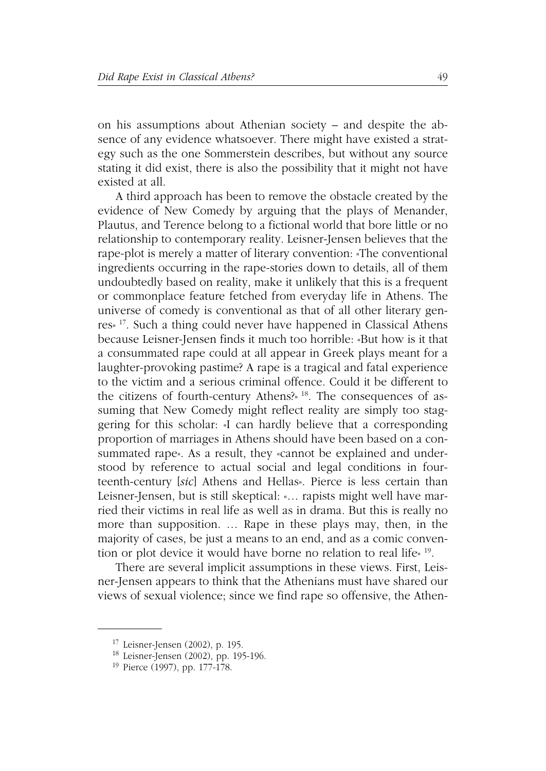on his assumptions about Athenian society – and despite the absence of any evidence whatsoever. There might have existed a strategy such as the one Sommerstein describes, but without any source stating it did exist, there is also the possibility that it might not have existed at all.

A third approach has been to remove the obstacle created by the evidence of New Comedy by arguing that the plays of Menander, Plautus, and Terence belong to a fictional world that bore little or no relationship to contemporary reality. Leisner-Jensen believes that the rape-plot is merely a matter of literary convention: «The conventional ingredients occurring in the rape-stories down to details, all of them undoubtedly based on reality, make it unlikely that this is a frequent or commonplace feature fetched from everyday life in Athens. The universe of comedy is conventional as that of all other literary genres» [17]. Such a thing could never have happened in Classical Athens because Leisner-Jensen finds it much too horrible: «But how is it that a consummated rape could at all appear in Greek plays meant for a laughter-provoking pastime? A rape is a tragical and fatal experience to the victim and a serious criminal offence. Could it be different to the citizens of fourth-century Athens?» [18]. The consequences of assuming that New Comedy might reflect reality are simply too staggering for this scholar: «I can hardly believe that a corresponding proportion of marriages in Athens should have been based on a consummated rape». As a result, they «cannot be explained and understood by reference to actual social and legal conditions in fourteenth-century [*sic*] Athens and Hellas». Pierce is less certain than Leisner-Jensen, but is still skeptical: «… rapists might well have married their victims in real life as well as in drama. But this is really no more than supposition. … Rape in these plays may, then, in the majority of cases, be just a means to an end, and as a comic convention or plot device it would have borne no relation to real life» [19].

There are several implicit assumptions in these views. First, Leisner-Jensen appears to think that the Athenians must have shared our views of sexual violence; since we find rape so offensive, the Athen-

---

[17] Leisner-Jensen (2002), p. 195.

[18] Leisner-Jensen (2002), pp. 195-196.

[19] Pierce (1997), pp. 177-178.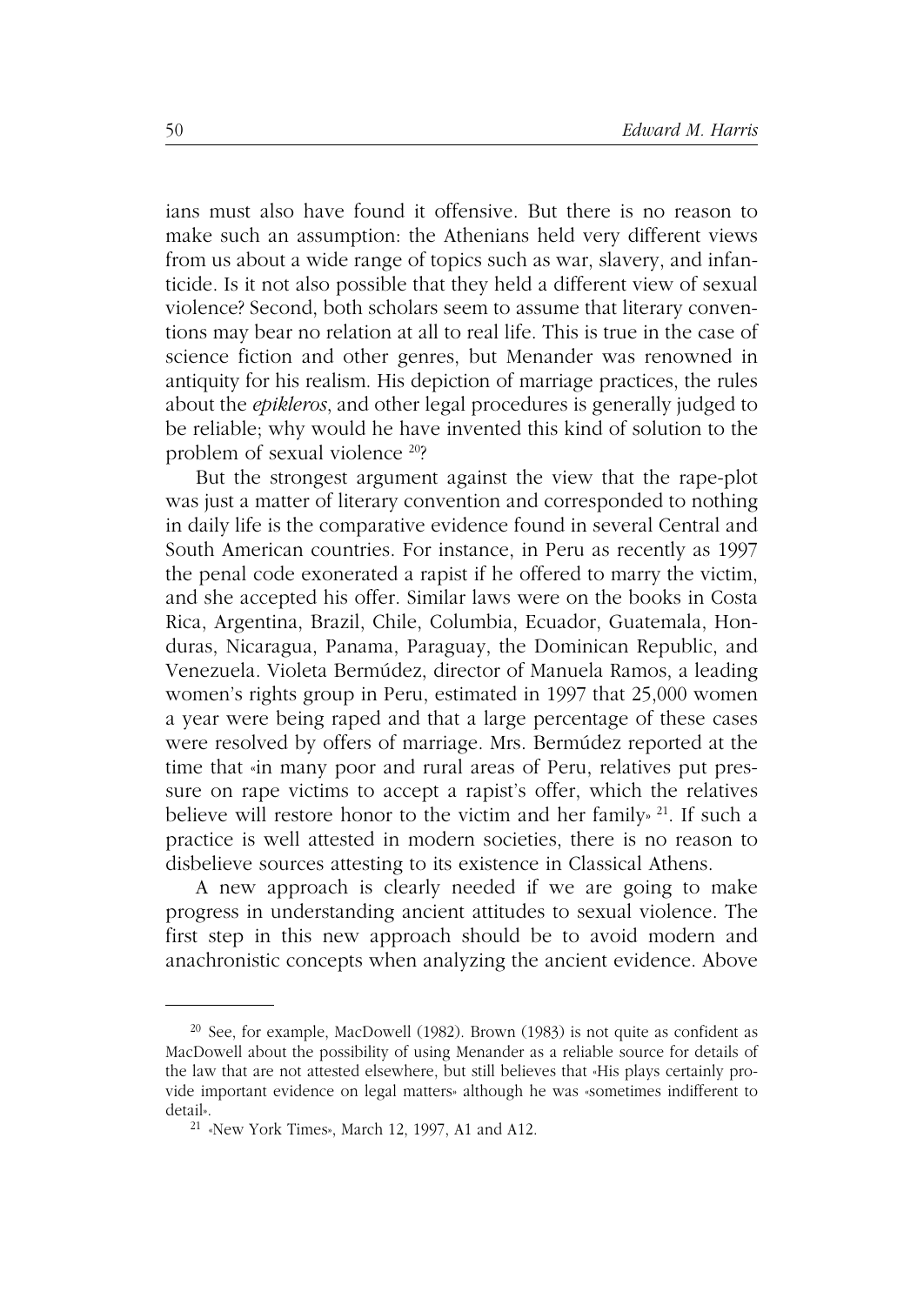ians must also have found it offensive. But there is no reason to make such an assumption: the Athenians held very different views from us about a wide range of topics such as war, slavery, and infanticide. Is it not also possible that they held a different view of sexual violence? Second, both scholars seem to assume that literary conventions may bear no relation at all to real life. This is true in the case of science fiction and other genres, but Menander was renowned in antiquity for his realism. His depiction of marriage practices, the rules about the *epikleros*, and other legal procedures is generally judged to be reliable; why would he have invented this kind of solution to the problem of sexual violence [20]?

But the strongest argument against the view that the rape-plot was just a matter of literary convention and corresponded to nothing in daily life is the comparative evidence found in several Central and South American countries. For instance, in Peru as recently as 1997 the penal code exonerated a rapist if he offered to marry the victim, and she accepted his offer. Similar laws were on the books in Costa Rica, Argentina, Brazil, Chile, Columbia, Ecuador, Guatemala, Honduras, Nicaragua, Panama, Paraguay, the Dominican Republic, and Venezuela. Violeta Bermúdez, director of Manuela Ramos, a leading women's rights group in Peru, estimated in 1997 that 25,000 women a year were being raped and that a large percentage of these cases were resolved by offers of marriage. Mrs. Bermúdez reported at the time that «in many poor and rural areas of Peru, relatives put pressure on rape victims to accept a rapist's offer, which the relatives believe will restore honor to the victim and her family» [21]. If such a practice is well attested in modern societies, there is no reason to disbelieve sources attesting to its existence in Classical Athens.

A new approach is clearly needed if we are going to make progress in understanding ancient attitudes to sexual violence. The first step in this new approach should be to avoid modern and anachronistic concepts when analyzing the ancient evidence. Above

---

[20] See, for example, MacDowell (1982). Brown (1983) is not quite as confident as MacDowell about the possibility of using Menander as a reliable source for details of the law that are not attested elsewhere, but still believes that «His plays certainly provide important evidence on legal matters» although he was «sometimes indifferent to detail».

[21] «New York Times», March 12, 1997, A1 and A12.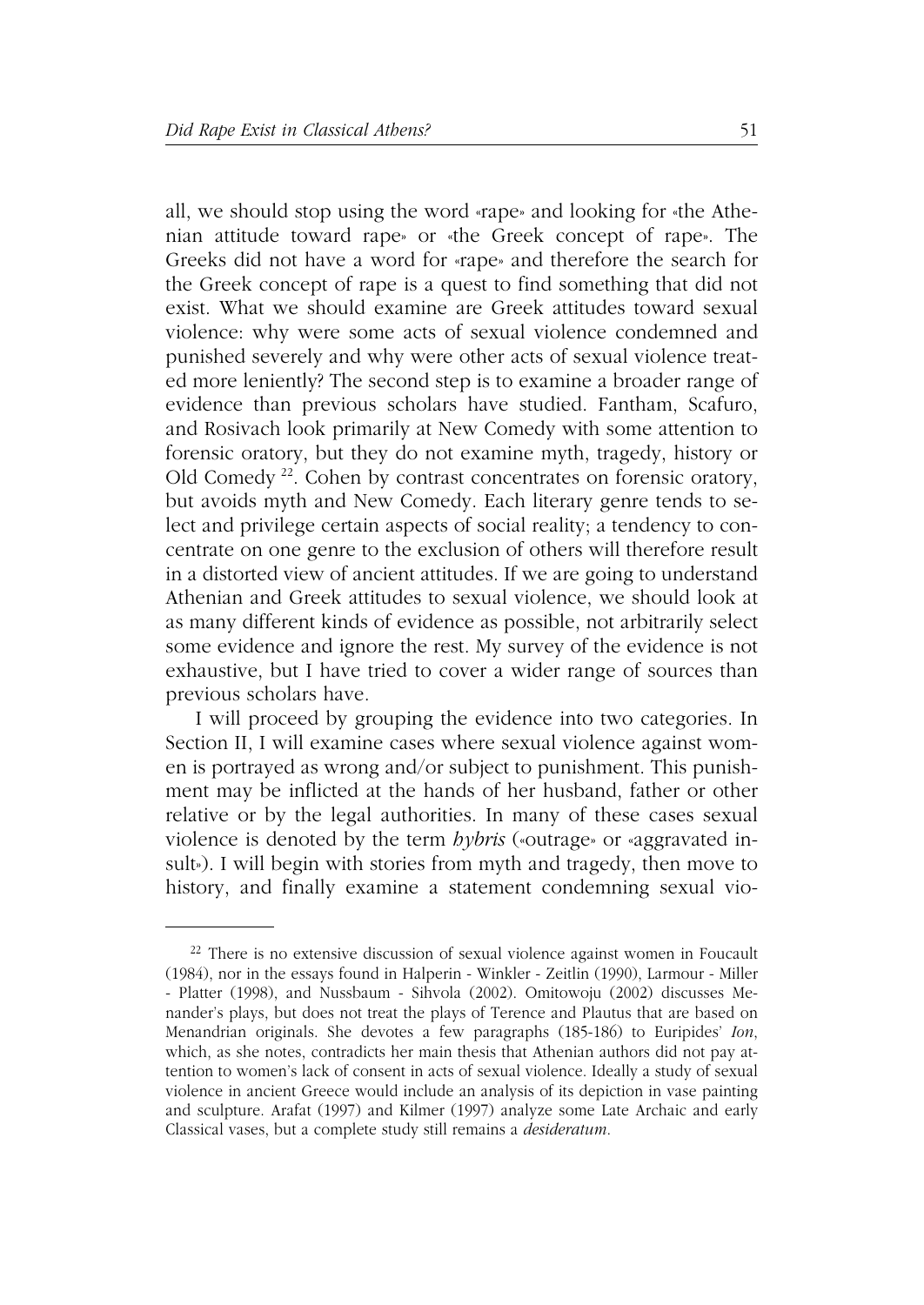all, we should stop using the word «rape» and looking for «the Athenian attitude toward rape» or «the Greek concept of rape». The Greeks did not have a word for «rape» and therefore the search for the Greek concept of rape is a quest to find something that did not exist. What we should examine are Greek attitudes toward sexual violence: why were some acts of sexual violence condemned and punished severely and why were other acts of sexual violence treated more leniently? The second step is to examine a broader range of evidence than previous scholars have studied. Fantham, Scafuro, and Rosivach look primarily at New Comedy with some attention to forensic oratory, but they do not examine myth, tragedy, history or Old Comedy [22]. Cohen by contrast concentrates on forensic oratory, but avoids myth and New Comedy. Each literary genre tends to select and privilege certain aspects of social reality; a tendency to concentrate on one genre to the exclusion of others will therefore result in a distorted view of ancient attitudes. If we are going to understand Athenian and Greek attitudes to sexual violence, we should look at as many different kinds of evidence as possible, not arbitrarily select some evidence and ignore the rest. My survey of the evidence is not exhaustive, but I have tried to cover a wider range of sources than previous scholars have.

I will proceed by grouping the evidence into two categories. In Section II, I will examine cases where sexual violence against women is portrayed as wrong and/or subject to punishment. This punishment may be inflicted at the hands of her husband, father or other relative or by the legal authorities. In many of these cases sexual violence is denoted by the term *hybris* («outrage» or «aggravated insult»). I will begin with stories from myth and tragedy, then move to history, and finally examine a statement condemning sexual vio-

---

[22] There is no extensive discussion of sexual violence against women in Foucault (1984), nor in the essays found in Halperin - Winkler - Zeitlin (1990), Larmour - Miller - Platter (1998), and Nussbaum - Sihvola (2002). Omitowoju (2002) discusses Menander's plays, but does not treat the plays of Terence and Plautus that are based on Menandrian originals. She devotes a few paragraphs (185-186) to Euripides' *Ion*, which, as she notes, contradicts her main thesis that Athenian authors did not pay attention to women's lack of consent in acts of sexual violence. Ideally a study of sexual violence in ancient Greece would include an analysis of its depiction in vase painting and sculpture. Arafat (1997) and Kilmer (1997) analyze some Late Archaic and early Classical vases, but a complete study still remains a *desideratum*.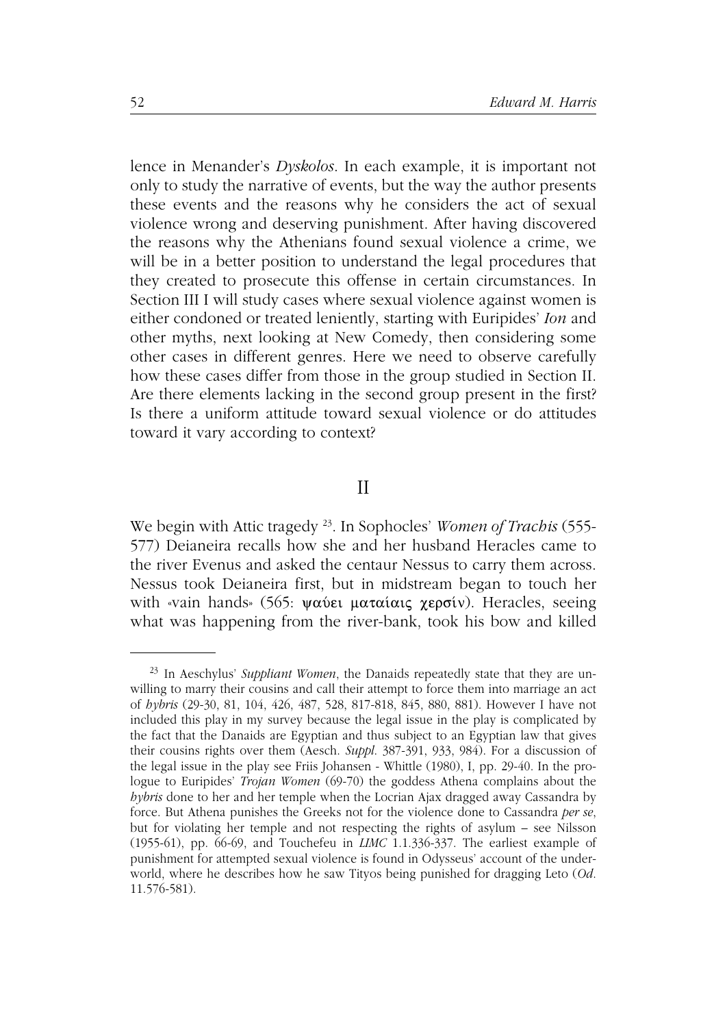lence in Menander's *Dyskolos*. In each example, it is important not only to study the narrative of events, but the way the author presents these events and the reasons why he considers the act of sexual violence wrong and deserving punishment. After having discovered the reasons why the Athenians found sexual violence a crime, we will be in a better position to understand the legal procedures that they created to prosecute this offense in certain circumstances. In Section III I will study cases where sexual violence against women is either condoned or treated leniently, starting with Euripides' *Ion* and other myths, next looking at New Comedy, then considering some other cases in different genres. Here we need to observe carefully how these cases differ from those in the group studied in Section II. Are there elements lacking in the second group present in the first? Is there a uniform attitude toward sexual violence or do attitudes toward it vary according to context?

## II

We begin with Attic tragedy [23]. In Sophocles' *Women of Trachis* (555-577) Deianeira recalls how she and her husband Heracles came to the river Evenus and asked the centaur Nessus to carry them across. Nessus took Deianeira first, but in midstream began to touch her with «vain hands» (565: ψαύει ματαίαις χερσίν). Heracles, seeing what was happening from the river-bank, took his bow and killed

---

[23] In Aeschylus' *Suppliant Women*, the Danaids repeatedly state that they are unwilling to marry their cousins and call their attempt to force them into marriage an act of *hybris* (29-30, 81, 104, 426, 487, 528, 817-818, 845, 880, 881). However I have not included this play in my survey because the legal issue in the play is complicated by the fact that the Danaids are Egyptian and thus subject to an Egyptian law that gives their cousins rights over them (Aesch. *Suppl.* 387-391, 933, 984). For a discussion of the legal issue in the play see Friis Johansen - Whittle (1980), I, pp. 29-40. In the prologue to Euripides' *Trojan Women* (69-70) the goddess Athena complains about the *hybris* done to her and her temple when the Locrian Ajax dragged away Cassandra by force. But Athena punishes the Greeks not for the violence done to Cassandra *per se*, but for violating her temple and not respecting the rights of asylum – see Nilsson (1955-61), pp. 66-69, and Touchefeu in *LIMC* 1.1.336-337. The earliest example of punishment for attempted sexual violence is found in Odysseus' account of the underworld, where he describes how he saw Tityos being punished for dragging Leto (*Od.* 11.576-581).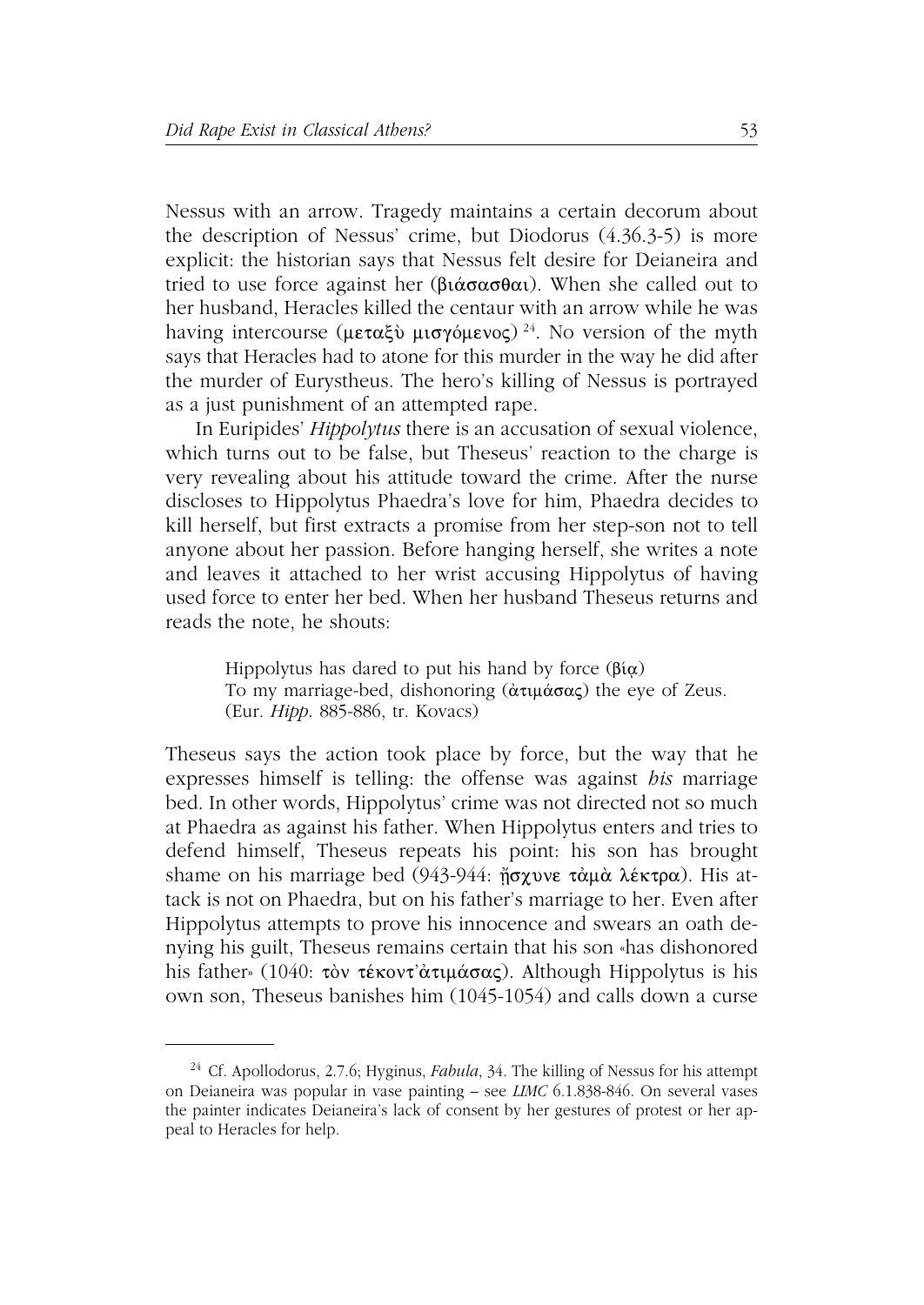Nessus with an arrow. Tragedy maintains a certain decorum about the description of Nessus' crime, but Diodorus (4.36.3-5) is more explicit: the historian says that Nessus felt desire for Deianeira and tried to use force against her (βιάσασθαι). When she called out to her husband, Heracles killed the centaur with an arrow while he was having intercourse (μεταξὺ μισγόμενος) [24]. No version of the myth says that Heracles had to atone for this murder in the way he did after the murder of Eurystheus. The hero's killing of Nessus is portrayed as a just punishment of an attempted rape.

In Euripides' *Hippolytus* there is an accusation of sexual violence, which turns out to be false, but Theseus' reaction to the charge is very revealing about his attitude toward the crime. After the nurse discloses to Hippolytus Phaedra's love for him, Phaedra decides to kill herself, but first extracts a promise from her step-son not to tell anyone about her passion. Before hanging herself, she writes a note and leaves it attached to her wrist accusing Hippolytus of having used force to enter her bed. When her husband Theseus returns and reads the note, he shouts:

> Hippolytus has dared to put his hand by force (βίᾳ)
> To my marriage-bed, dishonoring (ἀτιμάσας) the eye of Zeus.
> (Eur. *Hipp*. 885-886, tr. Kovacs)

Theseus says the action took place by force, but the way that he expresses himself is telling: the offense was against *his* marriage bed. In other words, Hippolytus' crime was not directed not so much at Phaedra as against his father. When Hippolytus enters and tries to defend himself, Theseus repeats his point: his son has brought shame on his marriage bed (943-944: ᾔσχυνε τἀμὰ λέκτρα). His attack is not on Phaedra, but on his father's marriage to her. Even after Hippolytus attempts to prove his innocence and swears an oath denying his guilt, Theseus remains certain that his son «has dishonored his father» (1040: τὸν τέκοντ'ἀτιμάσας). Although Hippolytus is his own son, Theseus banishes him (1045-1054) and calls down a curse

---

[24] Cf. Apollodorus, 2.7.6; Hyginus, *Fabula*, 34. The killing of Nessus for his attempt on Deianeira was popular in vase painting – see *LIMC* 6.1.838-846. On several vases the painter indicates Deianeira's lack of consent by her gestures of protest or her appeal to Heracles for help.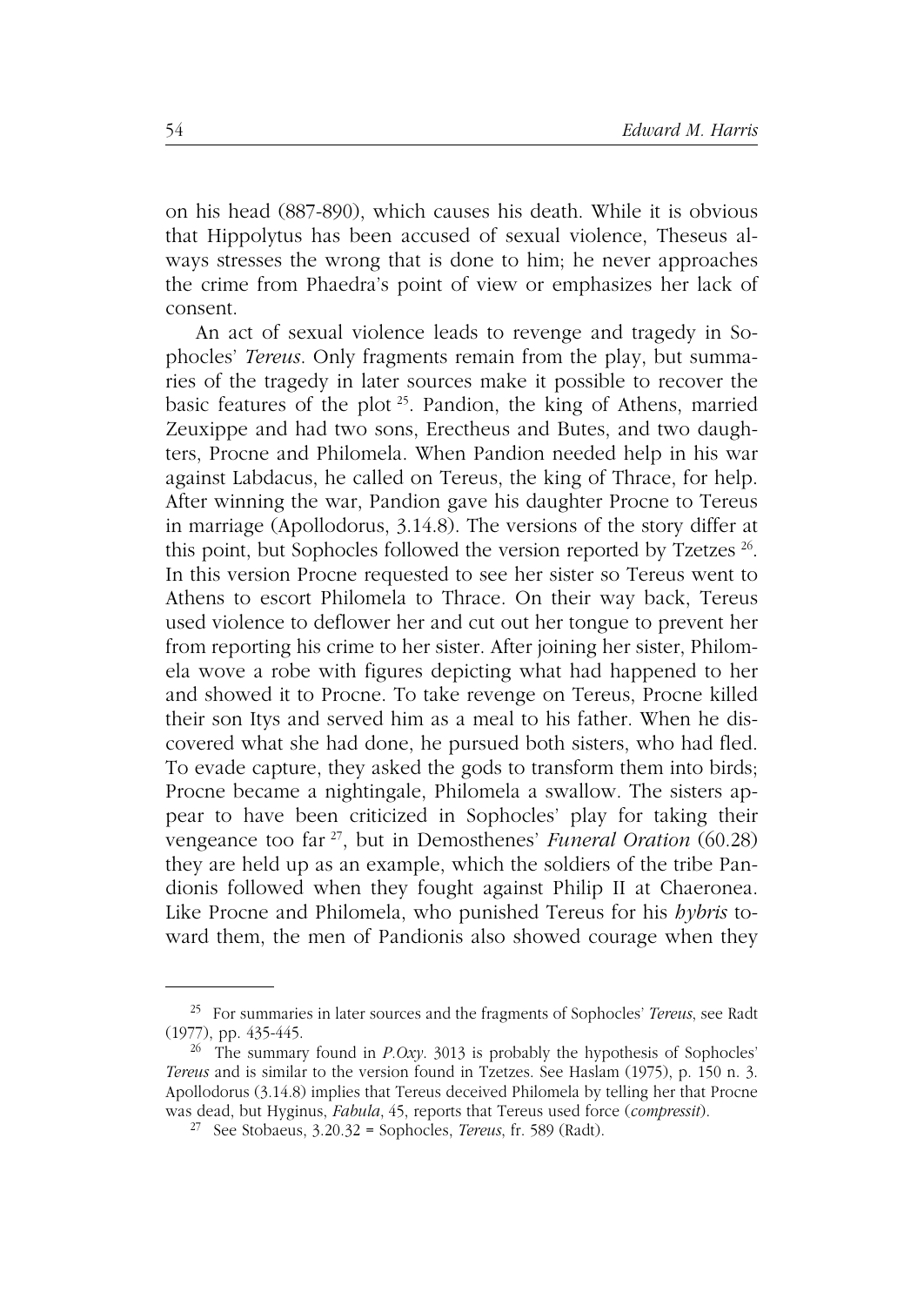on his head (887-890), which causes his death. While it is obvious that Hippolytus has been accused of sexual violence, Theseus always stresses the wrong that is done to him; he never approaches the crime from Phaedra's point of view or emphasizes her lack of consent.

An act of sexual violence leads to revenge and tragedy in Sophocles' *Tereus*. Only fragments remain from the play, but summaries of the tragedy in later sources make it possible to recover the basic features of the plot [25]. Pandion, the king of Athens, married Zeuxippe and had two sons, Erectheus and Butes, and two daughters, Procne and Philomela. When Pandion needed help in his war against Labdacus, he called on Tereus, the king of Thrace, for help. After winning the war, Pandion gave his daughter Procne to Tereus in marriage (Apollodorus, 3.14.8). The versions of the story differ at this point, but Sophocles followed the version reported by Tzetzes [26]. In this version Procne requested to see her sister so Tereus went to Athens to escort Philomela to Thrace. On their way back, Tereus used violence to deflower her and cut out her tongue to prevent her from reporting his crime to her sister. After joining her sister, Philomela wove a robe with figures depicting what had happened to her and showed it to Procne. To take revenge on Tereus, Procne killed their son Itys and served him as a meal to his father. When he discovered what she had done, he pursued both sisters, who had fled. To evade capture, they asked the gods to transform them into birds; Procne became a nightingale, Philomela a swallow. The sisters appear to have been criticized in Sophocles' play for taking their vengeance too far [27], but in Demosthenes' *Funeral Oration* (60.28) they are held up as an example, which the soldiers of the tribe Pandionis followed when they fought against Philip II at Chaeronea. Like Procne and Philomela, who punished Tereus for his *hybris* toward them, the men of Pandionis also showed courage when they

---

[25] For summaries in later sources and the fragments of Sophocles' *Tereus*, see Radt (1977), pp. 435-445.

[26] The summary found in *P.Oxy*. 3013 is probably the hypothesis of Sophocles' *Tereus* and is similar to the version found in Tzetzes. See Haslam (1975), p. 150 n. 3. Apollodorus (3.14.8) implies that Tereus deceived Philomela by telling her that Procne was dead, but Hyginus, *Fabula*, 45, reports that Tereus used force (*compressit*).

[27] See Stobaeus, 3.20.32 = Sophocles, *Tereus*, fr. 589 (Radt).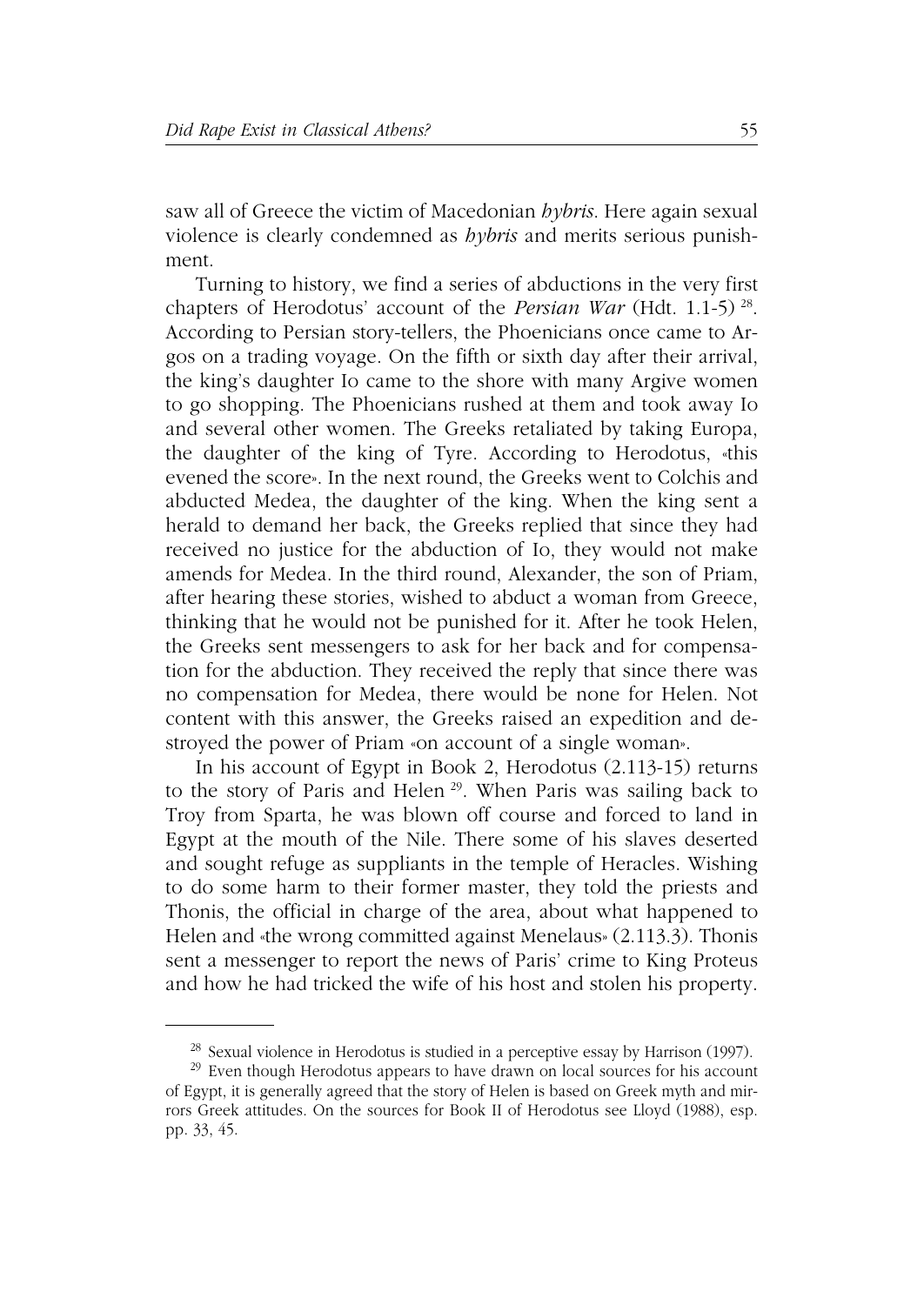saw all of Greece the victim of Macedonian *hybris*. Here again sexual violence is clearly condemned as *hybris* and merits serious punishment.

Turning to history, we find a series of abductions in the very first chapters of Herodotus' account of the *Persian War* (Hdt. 1.1-5) [28]. According to Persian story-tellers, the Phoenicians once came to Argos on a trading voyage. On the fifth or sixth day after their arrival, the king's daughter Io came to the shore with many Argive women to go shopping. The Phoenicians rushed at them and took away Io and several other women. The Greeks retaliated by taking Europa, the daughter of the king of Tyre. According to Herodotus, «this evened the score». In the next round, the Greeks went to Colchis and abducted Medea, the daughter of the king. When the king sent a herald to demand her back, the Greeks replied that since they had received no justice for the abduction of Io, they would not make amends for Medea. In the third round, Alexander, the son of Priam, after hearing these stories, wished to abduct a woman from Greece, thinking that he would not be punished for it. After he took Helen, the Greeks sent messengers to ask for her back and for compensation for the abduction. They received the reply that since there was no compensation for Medea, there would be none for Helen. Not content with this answer, the Greeks raised an expedition and destroyed the power of Priam «on account of a single woman».

In his account of Egypt in Book 2, Herodotus (2.113-15) returns to the story of Paris and Helen [29]. When Paris was sailing back to Troy from Sparta, he was blown off course and forced to land in Egypt at the mouth of the Nile. There some of his slaves deserted and sought refuge as suppliants in the temple of Heracles. Wishing to do some harm to their former master, they told the priests and Thonis, the official in charge of the area, about what happened to Helen and «the wrong committed against Menelaus» (2.113.3). Thonis sent a messenger to report the news of Paris' crime to King Proteus and how he had tricked the wife of his host and stolen his property.

---

[28] Sexual violence in Herodotus is studied in a perceptive essay by Harrison (1997).

[29] Even though Herodotus appears to have drawn on local sources for his account of Egypt, it is generally agreed that the story of Helen is based on Greek myth and mirrors Greek attitudes. On the sources for Book II of Herodotus see Lloyd (1988), esp. pp. 33, 45.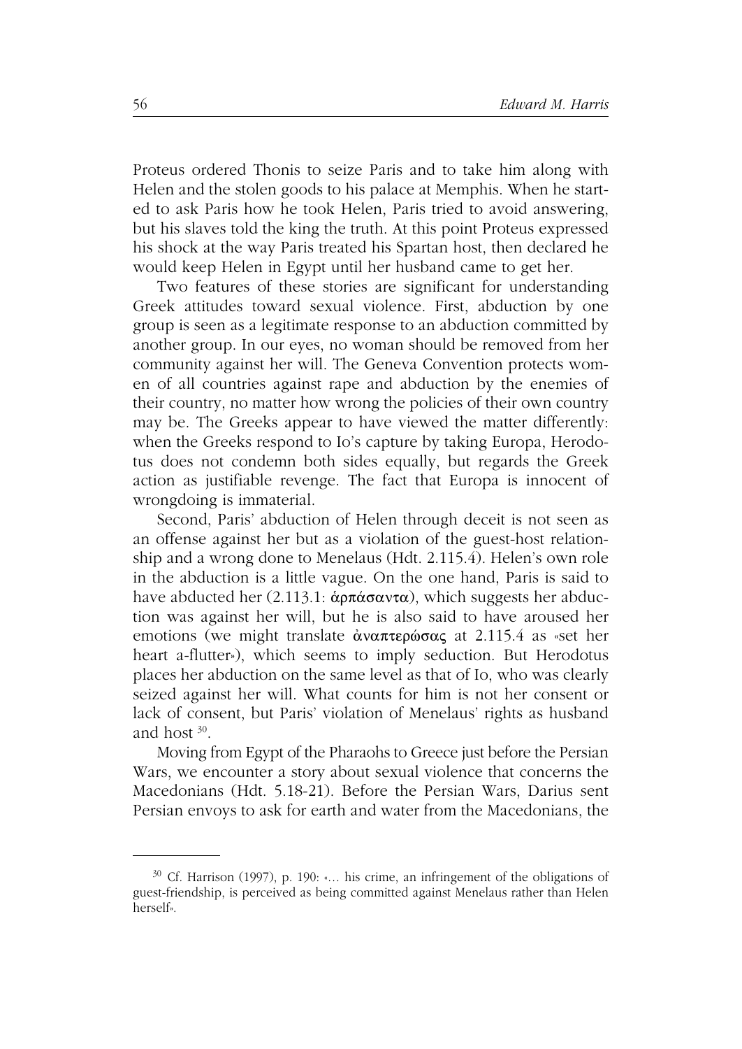Proteus ordered Thonis to seize Paris and to take him along with Helen and the stolen goods to his palace at Memphis. When he started to ask Paris how he took Helen, Paris tried to avoid answering, but his slaves told the king the truth. At this point Proteus expressed his shock at the way Paris treated his Spartan host, then declared he would keep Helen in Egypt until her husband came to get her.

Two features of these stories are significant for understanding Greek attitudes toward sexual violence. First, abduction by one group is seen as a legitimate response to an abduction committed by another group. In our eyes, no woman should be removed from her community against her will. The Geneva Convention protects women of all countries against rape and abduction by the enemies of their country, no matter how wrong the policies of their own country may be. The Greeks appear to have viewed the matter differently: when the Greeks respond to Io's capture by taking Europa, Herodotus does not condemn both sides equally, but regards the Greek action as justifiable revenge. The fact that Europa is innocent of wrongdoing is immaterial.

Second, Paris' abduction of Helen through deceit is not seen as an offense against her but as a violation of the guest-host relationship and a wrong done to Menelaus (Hdt. 2.115.4). Helen's own role in the abduction is a little vague. On the one hand, Paris is said to have abducted her (2.113.1: ἁρπάσαντα), which suggests her abduction was against her will, but he is also said to have aroused her emotions (we might translate ἀναπτερώσας at 2.115.4 as «set her heart a-flutter»), which seems to imply seduction. But Herodotus places her abduction on the same level as that of Io, who was clearly seized against her will. What counts for him is not her consent or lack of consent, but Paris' violation of Menelaus' rights as husband and host [30].

Moving from Egypt of the Pharaohs to Greece just before the Persian Wars, we encounter a story about sexual violence that concerns the Macedonians (Hdt. 5.18-21). Before the Persian Wars, Darius sent Persian envoys to ask for earth and water from the Macedonians, the

---

[30] Cf. Harrison (1997), p. 190: «… his crime, an infringement of the obligations of guest-friendship, is perceived as being committed against Menelaus rather than Helen herself».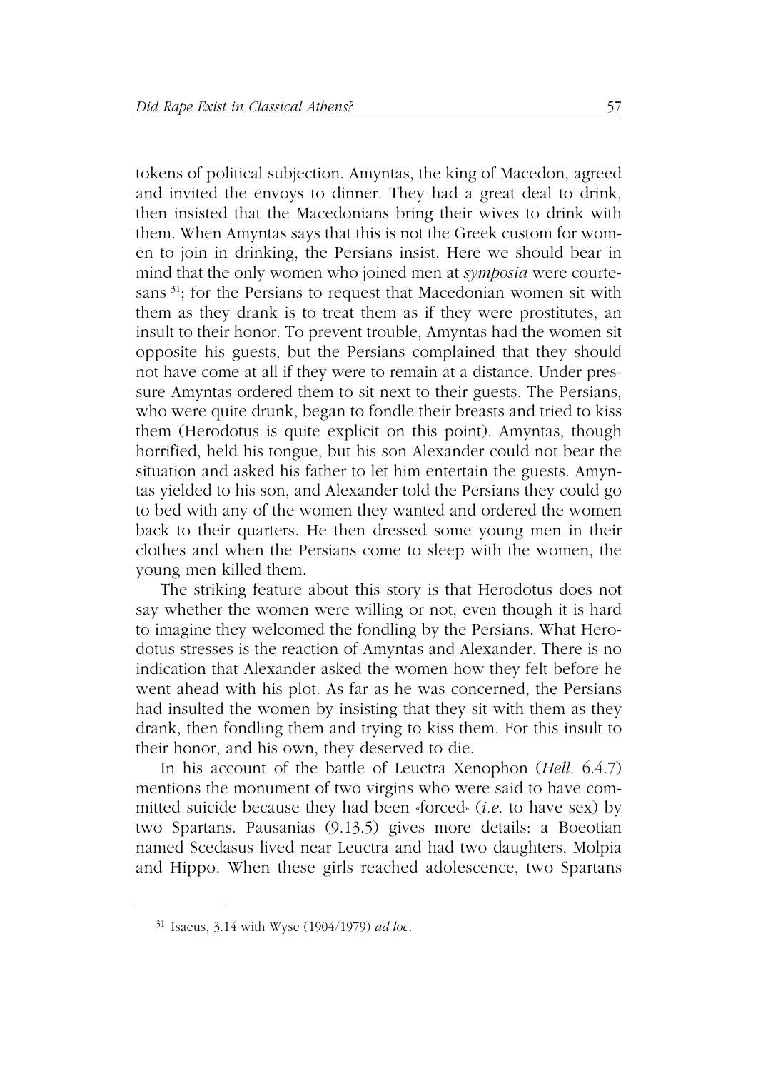tokens of political subjection. Amyntas, the king of Macedon, agreed and invited the envoys to dinner. They had a great deal to drink, then insisted that the Macedonians bring their wives to drink with them. When Amyntas says that this is not the Greek custom for women to join in drinking, the Persians insist. Here we should bear in mind that the only women who joined men at *symposia* were courtesans [31]; for the Persians to request that Macedonian women sit with them as they drank is to treat them as if they were prostitutes, an insult to their honor. To prevent trouble, Amyntas had the women sit opposite his guests, but the Persians complained that they should not have come at all if they were to remain at a distance. Under pressure Amyntas ordered them to sit next to their guests. The Persians, who were quite drunk, began to fondle their breasts and tried to kiss them (Herodotus is quite explicit on this point). Amyntas, though horrified, held his tongue, but his son Alexander could not bear the situation and asked his father to let him entertain the guests. Amyntas yielded to his son, and Alexander told the Persians they could go to bed with any of the women they wanted and ordered the women back to their quarters. He then dressed some young men in their clothes and when the Persians come to sleep with the women, the young men killed them.

The striking feature about this story is that Herodotus does not say whether the women were willing or not, even though it is hard to imagine they welcomed the fondling by the Persians. What Herodotus stresses is the reaction of Amyntas and Alexander. There is no indication that Alexander asked the women how they felt before he went ahead with his plot. As far as he was concerned, the Persians had insulted the women by insisting that they sit with them as they drank, then fondling them and trying to kiss them. For this insult to their honor, and his own, they deserved to die.

In his account of the battle of Leuctra Xenophon (*Hell.* 6.4.7) mentions the monument of two virgins who were said to have committed suicide because they had been «forced» (*i.e.* to have sex) by two Spartans. Pausanias (9.13.5) gives more details: a Boeotian named Scedasus lived near Leuctra and had two daughters, Molpia and Hippo. When these girls reached adolescence, two Spartans

---

[31] Isaeus, 3.14 with Wyse (1904/1979) *ad loc.*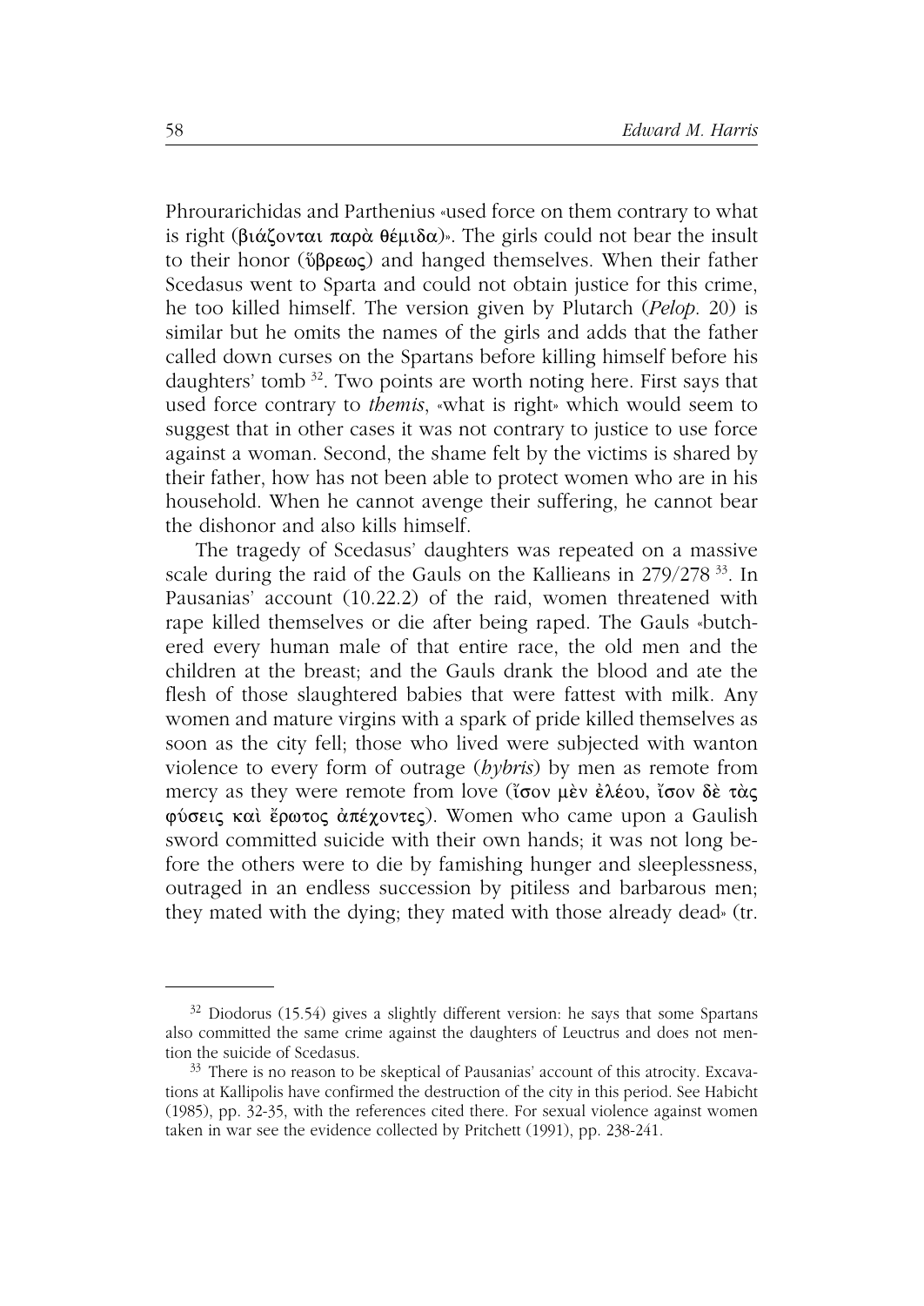Phrourarichidas and Parthenius «used force on them contrary to what is right (βιάζονται παρὰ θέμιδα)». The girls could not bear the insult to their honor (ὕβρεως) and hanged themselves. When their father Scedasus went to Sparta and could not obtain justice for this crime, he too killed himself. The version given by Plutarch (*Pelop.* 20) is similar but he omits the names of the girls and adds that the father called down curses on the Spartans before killing himself before his daughters' tomb [32]. Two points are worth noting here. First says that used force contrary to *themis*, «what is right» which would seem to suggest that in other cases it was not contrary to justice to use force against a woman. Second, the shame felt by the victims is shared by their father, how has not been able to protect women who are in his household. When he cannot avenge their suffering, he cannot bear the dishonor and also kills himself.

The tragedy of Scedasus' daughters was repeated on a massive scale during the raid of the Gauls on the Kallieans in 279/278 [33]. In Pausanias' account (10.22.2) of the raid, women threatened with rape killed themselves or die after being raped. The Gauls «butchered every human male of that entire race, the old men and the children at the breast; and the Gauls drank the blood and ate the flesh of those slaughtered babies that were fattest with milk. Any women and mature virgins with a spark of pride killed themselves as soon as the city fell; those who lived were subjected with wanton violence to every form of outrage (*hybris*) by men as remote from mercy as they were remote from love (ἴσον μὲν ἐλέου, ἴσον δὲ τὰς φύσεις καὶ ἔρωτος ἀπέχοντες). Women who came upon a Gaulish sword committed suicide with their own hands; it was not long before the others were to die by famishing hunger and sleeplessness, outraged in an endless succession by pitiless and barbarous men; they mated with the dying; they mated with those already dead» (tr.

---

[32] Diodorus (15.54) gives a slightly different version: he says that some Spartans also committed the same crime against the daughters of Leuctrus and does not mention the suicide of Scedasus.

[33] There is no reason to be skeptical of Pausanias' account of this atrocity. Excavations at Kallipolis have confirmed the destruction of the city in this period. See Habicht (1985), pp. 32-35, with the references cited there. For sexual violence against women taken in war see the evidence collected by Pritchett (1991), pp. 238-241.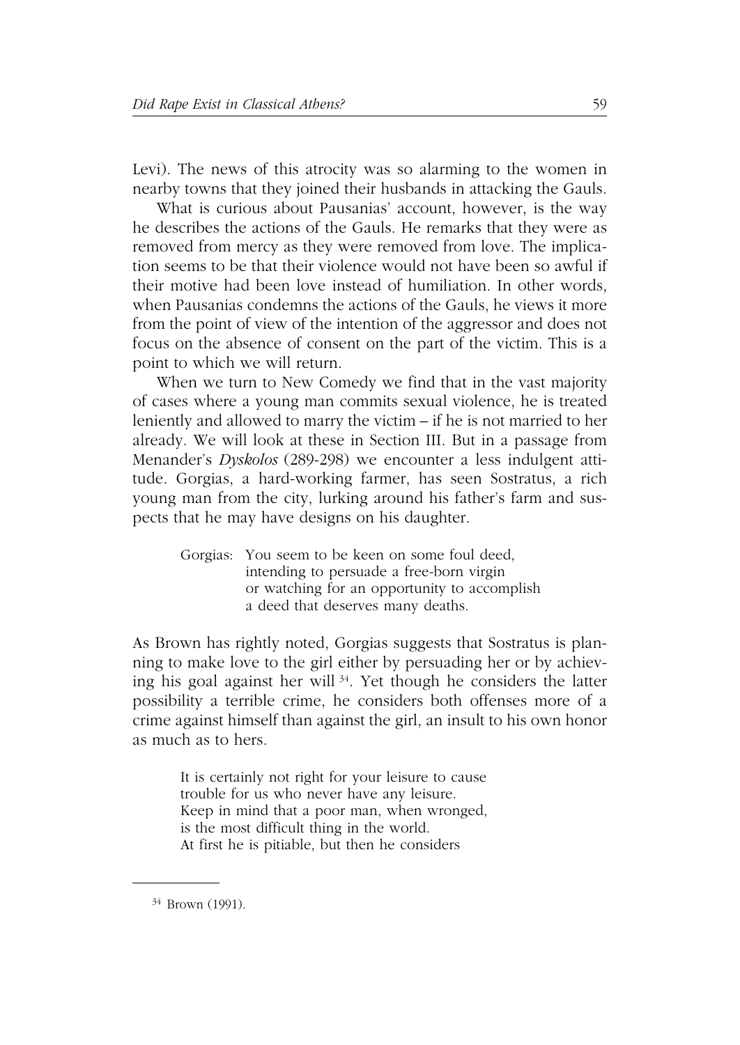Levi). The news of this atrocity was so alarming to the women in nearby towns that they joined their husbands in attacking the Gauls.

What is curious about Pausanias' account, however, is the way he describes the actions of the Gauls. He remarks that they were as removed from mercy as they were removed from love. The implication seems to be that their violence would not have been so awful if their motive had been love instead of humiliation. In other words, when Pausanias condemns the actions of the Gauls, he views it more from the point of view of the intention of the aggressor and does not focus on the absence of consent on the part of the victim. This is a point to which we will return.

When we turn to New Comedy we find that in the vast majority of cases where a young man commits sexual violence, he is treated leniently and allowed to marry the victim – if he is not married to her already. We will look at these in Section III. But in a passage from Menander's *Dyskolos* (289-298) we encounter a less indulgent attitude. Gorgias, a hard-working farmer, has seen Sostratus, a rich young man from the city, lurking around his father's farm and suspects that he may have designs on his daughter.

> Gorgias: You seem to be keen on some foul deed,
> intending to persuade a free-born virgin
> or watching for an opportunity to accomplish
> a deed that deserves many deaths.

As Brown has rightly noted, Gorgias suggests that Sostratus is planning to make love to the girl either by persuading her or by achieving his goal against her will [34]. Yet though he considers the latter possibility a terrible crime, he considers both offenses more of a crime against himself than against the girl, an insult to his own honor as much as to hers.

> It is certainly not right for your leisure to cause
> trouble for us who never have any leisure.
> Keep in mind that a poor man, when wronged,
> is the most difficult thing in the world.
> At first he is pitiable, but then he considers

[34] Brown (1991).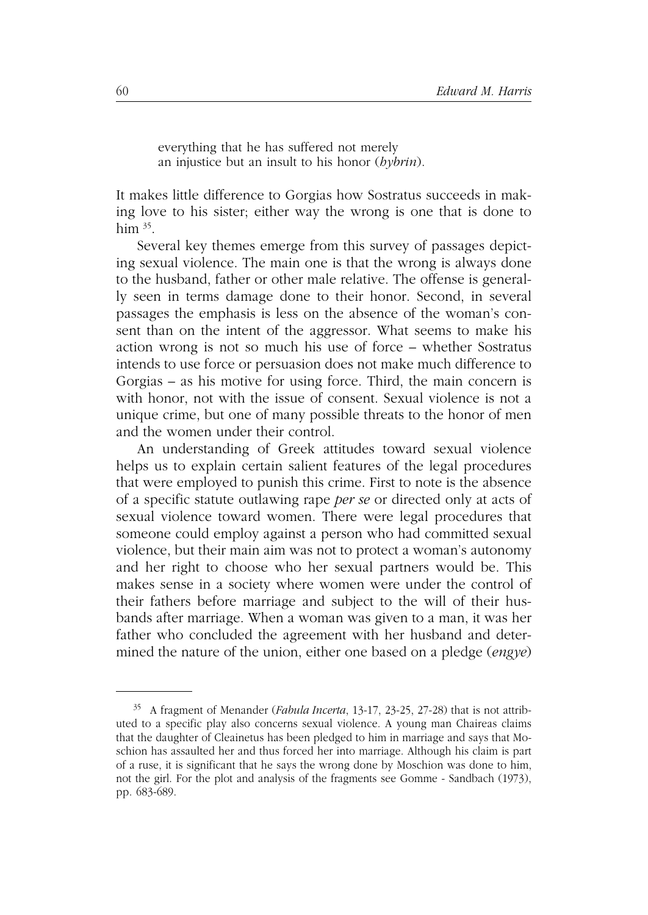> everything that he has suffered not merely
> an injustice but an insult to his honor (*hybrin*).

It makes little difference to Gorgias how Sostratus succeeds in making love to his sister; either way the wrong is one that is done to him [35].

Several key themes emerge from this survey of passages depicting sexual violence. The main one is that the wrong is always done to the husband, father or other male relative. The offense is generally seen in terms damage done to their honor. Second, in several passages the emphasis is less on the absence of the woman's consent than on the intent of the aggressor. What seems to make his action wrong is not so much his use of force – whether Sostratus intends to use force or persuasion does not make much difference to Gorgias – as his motive for using force. Third, the main concern is with honor, not with the issue of consent. Sexual violence is not a unique crime, but one of many possible threats to the honor of men and the women under their control.

An understanding of Greek attitudes toward sexual violence helps us to explain certain salient features of the legal procedures that were employed to punish this crime. First to note is the absence of a specific statute outlawing rape *per se* or directed only at acts of sexual violence toward women. There were legal procedures that someone could employ against a person who had committed sexual violence, but their main aim was not to protect a woman's autonomy and her right to choose who her sexual partners would be. This makes sense in a society where women were under the control of their fathers before marriage and subject to the will of their husbands after marriage. When a woman was given to a man, it was her father who concluded the agreement with her husband and determined the nature of the union, either one based on a pledge (*engye*)

---

[35] A fragment of Menander (*Fabula Incerta*, 13-17, 23-25, 27-28) that is not attributed to a specific play also concerns sexual violence. A young man Chaireas claims that the daughter of Cleainetus has been pledged to him in marriage and says that Moschion has assaulted her and thus forced her into marriage. Although his claim is part of a ruse, it is significant that he says the wrong done by Moschion was done to him, not the girl. For the plot and analysis of the fragments see Gomme - Sandbach (1973), pp. 683-689.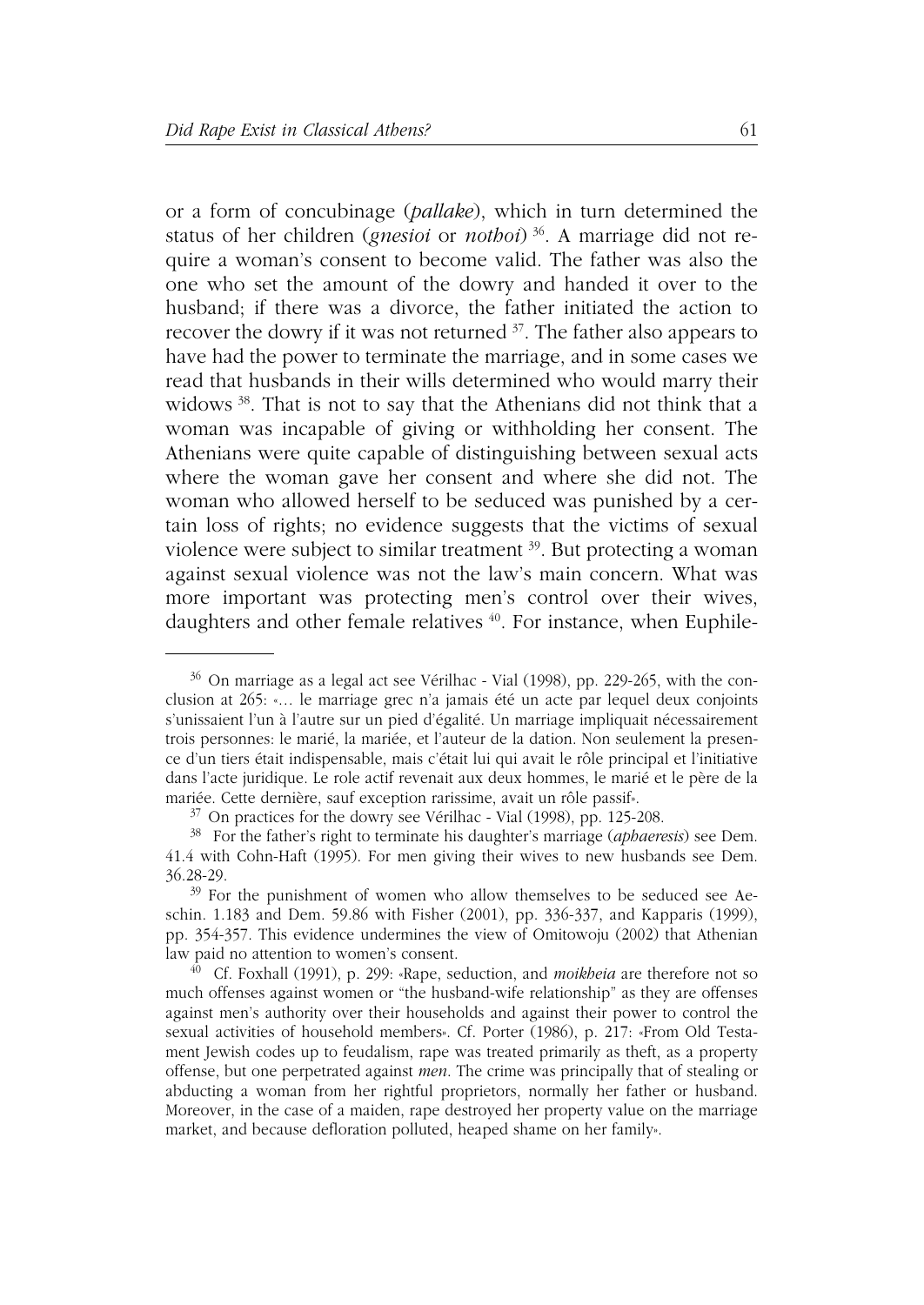or a form of concubinage (*pallake*), which in turn determined the status of her children (*gnesioi* or *nothoi*) [36]. A marriage did not require a woman's consent to become valid. The father was also the one who set the amount of the dowry and handed it over to the husband; if there was a divorce, the father initiated the action to recover the dowry if it was not returned [37]. The father also appears to have had the power to terminate the marriage, and in some cases we read that husbands in their wills determined who would marry their widows [38]. That is not to say that the Athenians did not think that a woman was incapable of giving or withholding her consent. The Athenians were quite capable of distinguishing between sexual acts where the woman gave her consent and where she did not. The woman who allowed herself to be seduced was punished by a certain loss of rights; no evidence suggests that the victims of sexual violence were subject to similar treatment [39]. But protecting a woman against sexual violence was not the law's main concern. What was more important was protecting men's control over their wives, daughters and other female relatives [40]. For instance, when Euphile-

---

[36] On marriage as a legal act see Vérilhac - Vial (1998), pp. 229-265, with the conclusion at 265: «… le marriage grec n'a jamais été un acte par lequel deux conjoints s'unissaient l'un à l'autre sur un pied d'egalité. Un marriage impliquait nécessairement trois personnes: le marié, la mariée, et l'auteur de la dation. Non seulement la presence d'un tiers était indispensable, mais c'était lui qui avait le rôle principal et l'initiative dans l'acte juridique. Le role actif revenait aux deux hommes, le marié et le père de la mariée. Cette dernière, sauf exception rarissime, avait un rôle passif».

[37] On practices for the dowry see Vérilhac - Vial (1998), pp. 125-208.

[38] For the father's right to terminate his daughter's marriage (*aphaeresis*) see Dem. 41.4 with Cohn-Haft (1995). For men giving their wives to new husbands see Dem. 36.28-29.

[39] For the punishment of women who allow themselves to be seduced see Aeschin. 1.183 and Dem. 59.86 with Fisher (2001), pp. 336-337, and Kapparis (1999), pp. 354-357. This evidence undermines the view of Omitowoju (2002) that Athenian law paid no attention to women's consent.

[40] Cf. Foxhall (1991), p. 299: «Rape, seduction, and *moikheia* are therefore not so much offenses against women or "the husband-wife relationship" as they are offenses against men's authority over their households and against their power to control the sexual activities of household members». Cf. Porter (1986), p. 217: «From Old Testament Jewish codes up to feudalism, rape was treated primarily as theft, as a property offense, but one perpetrated against *men*. The crime was principally that of stealing or abducting a woman from her rightful proprietors, normally her father or husband. Moreover, in the case of a maiden, rape destroyed her property value on the marriage market, and because defloration polluted, heaped shame on her family».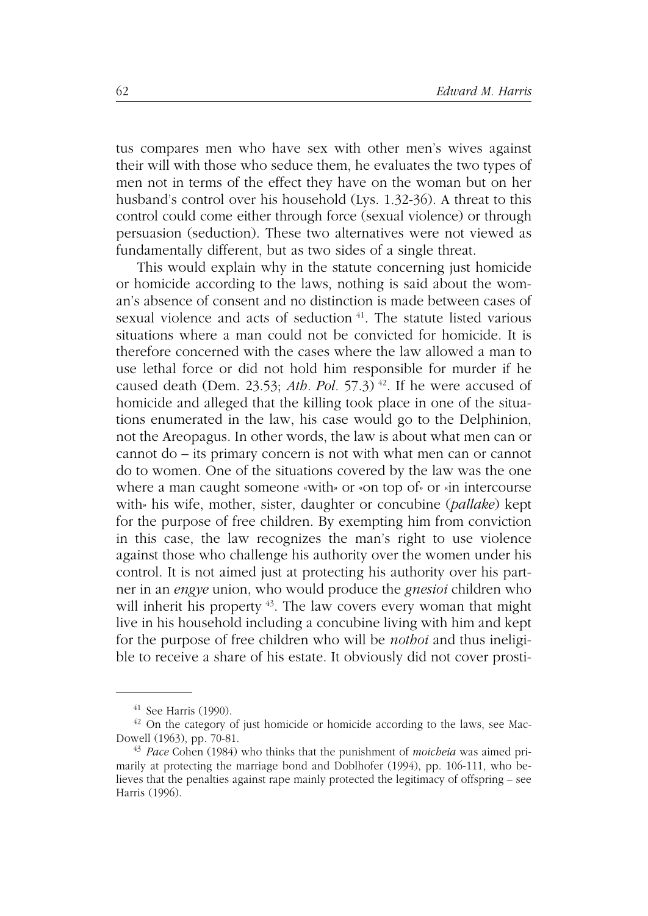tus compares men who have sex with other men's wives against their will with those who seduce them, he evaluates the two types of men not in terms of the effect they have on the woman but on her husband's control over his household (Lys. 1.32-36). A threat to this control could come either through force (sexual violence) or through persuasion (seduction). These two alternatives were not viewed as fundamentally different, but as two sides of a single threat.

This would explain why in the statute concerning just homicide or homicide according to the laws, nothing is said about the woman's absence of consent and no distinction is made between cases of sexual violence and acts of seduction [41]. The statute listed various situations where a man could not be convicted for homicide. It is therefore concerned with the cases where the law allowed a man to use lethal force or did not hold him responsible for murder if he caused death (Dem. 23.53; *Ath. Pol.* 57.3) [42]. If he were accused of homicide and alleged that the killing took place in one of the situations enumerated in the law, his case would go to the Delphinion, not the Areopagus. In other words, the law is about what men can or cannot do – its primary concern is not with what men can or cannot do to women. One of the situations covered by the law was the one where a man caught someone «with» or «on top of» or «in intercourse with» his wife, mother, sister, daughter or concubine (*pallake*) kept for the purpose of free children. By exempting him from conviction in this case, the law recognizes the man's right to use violence against those who challenge his authority over the women under his control. It is not aimed just at protecting his authority over his partner in an *engye* union, who would produce the *gnesioi* children who will inherit his property [43]. The law covers every woman that might live in his household including a concubine living with him and kept for the purpose of free children who will be *nothoi* and thus ineligible to receive a share of his estate. It obviously did not cover prosti-

---

[41] See Harris (1990).

[42] On the category of just homicide or homicide according to the laws, see MacDowell (1963), pp. 70-81.

[43] *Pace* Cohen (1984) who thinks that the punishment of *moicheia* was aimed primarily at protecting the marriage bond and Doblhofer (1994), pp. 106-111, who believes that the penalties against rape mainly protected the legitimacy of offspring – see Harris (1996).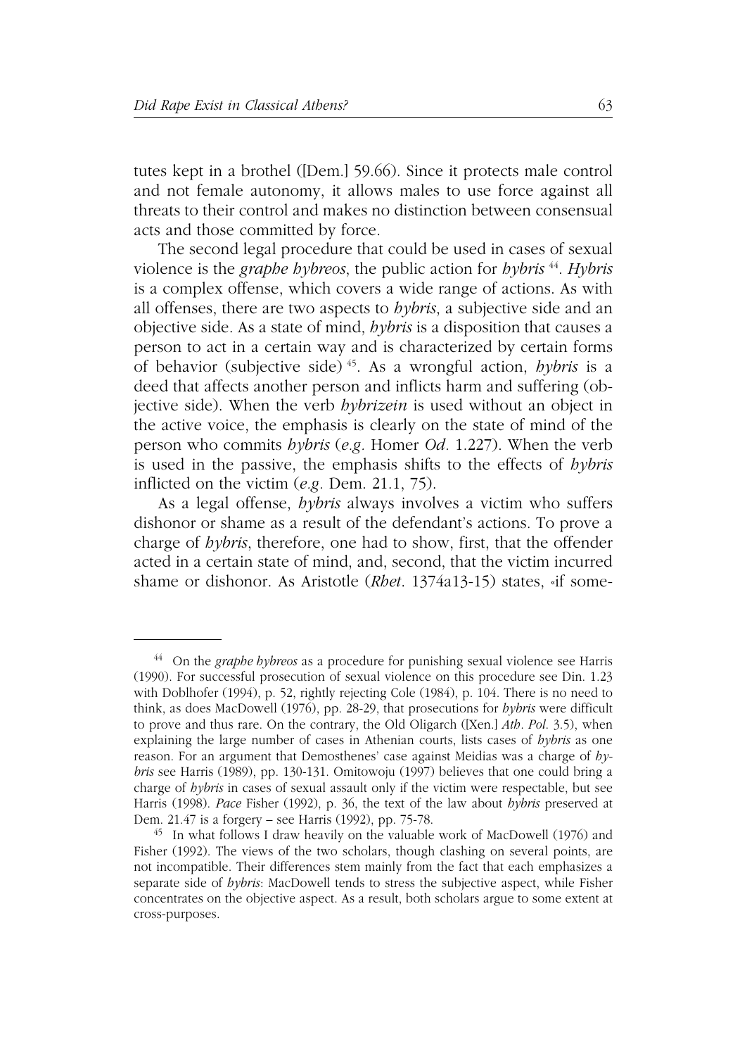tutes kept in a brothel ([Dem.] 59.66). Since it protects male control and not female autonomy, it allows males to use force against all threats to their control and makes no distinction between consensual acts and those committed by force.

The second legal procedure that could be used in cases of sexual violence is the *graphe hybreos*, the public action for *hybris* [44]. *Hybris* is a complex offense, which covers a wide range of actions. As with all offenses, there are two aspects to *hybris*, a subjective side and an objective side. As a state of mind, *hybris* is a disposition that causes a person to act in a certain way and is characterized by certain forms of behavior (subjective side) [45]. As a wrongful action, *hybris* is a deed that affects another person and inflicts harm and suffering (objective side). When the verb *hybrizein* is used without an object in the active voice, the emphasis is clearly on the state of mind of the person who commits *hybris* (*e.g.* Homer *Od.* 1.227). When the verb is used in the passive, the emphasis shifts to the effects of *hybris* inflicted on the victim (*e.g.* Dem. 21.1, 75).

As a legal offense, *hybris* always involves a victim who suffers dishonor or shame as a result of the defendant's actions. To prove a charge of *hybris*, therefore, one had to show, first, that the offender acted in a certain state of mind, and, second, that the victim incurred shame or dishonor. As Aristotle (*Rhet.* 1374a13-15) states, «if some-

---

[44] On the *graphe hybreos* as a procedure for punishing sexual violence see Harris (1990). For successful prosecution of sexual violence on this procedure see Din. 1.23 with Doblhofer (1994), p. 52, rightly rejecting Cole (1984), p. 104. There is no need to think, as does MacDowell (1976), pp. 28-29, that prosecutions for *hybris* were difficult to prove and thus rare. On the contrary, the Old Oligarch ([Xen.] *Ath. Pol.* 3.5), when explaining the large number of cases in Athenian courts, lists cases of *hybris* as one reason. For an argument that Demosthenes' case against Meidias was a charge of *hybris* see Harris (1989), pp. 130-131. Omitowoju (1997) believes that one could bring a charge of *hybris* in cases of sexual assault only if the victim were respectable, but see Harris (1998). *Pace* Fisher (1992), p. 36, the text of the law about *hybris* preserved at Dem. 21.47 is a forgery – see Harris (1992), pp. 75-78.

[45] In what follows I draw heavily on the valuable work of MacDowell (1976) and Fisher (1992). The views of the two scholars, though clashing on several points, are not incompatible. Their differences stem mainly from the fact that each emphasizes a separate side of *hybris*: MacDowell tends to stress the subjective aspect, while Fisher concentrates on the objective aspect. As a result, both scholars argue to some extent at cross-purposes.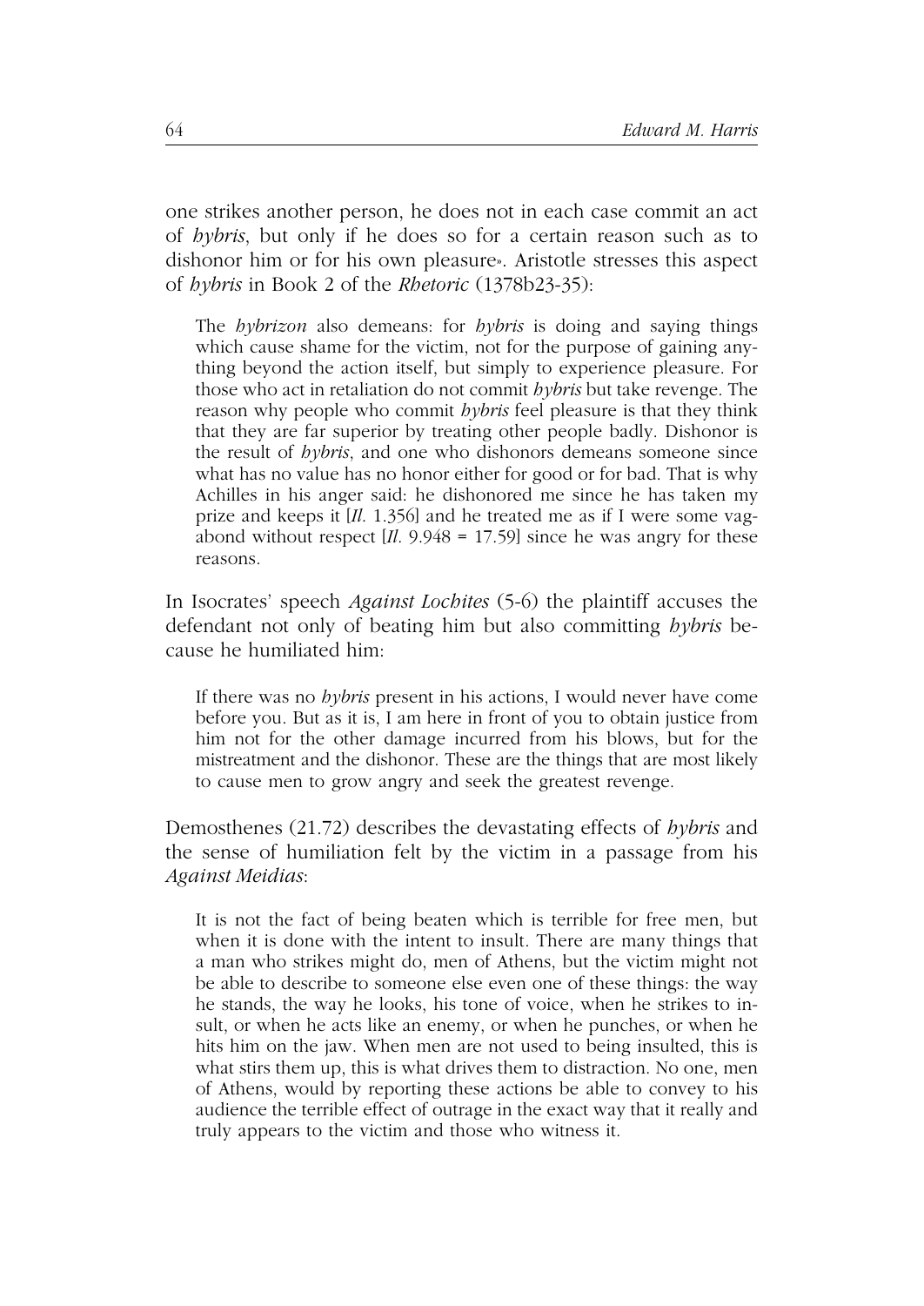one strikes another person, he does not in each case commit an act of *hybris*, but only if he does so for a certain reason such as to dishonor him or for his own pleasure». Aristotle stresses this aspect of *hybris* in Book 2 of the *Rhetoric* (1378b23-35):

> The *hybrizon* also demeans: for *hybris* is doing and saying things which cause shame for the victim, not for the purpose of gaining anything beyond the action itself, but simply to experience pleasure. For those who act in retaliation do not commit *hybris* but take revenge. The reason why people who commit *hybris* feel pleasure is that they think that they are far superior by treating other people badly. Dishonor is the result of *hybris*, and one who dishonors demeans someone since what has no value has no honor either for good or for bad. That is why Achilles in his anger said: he dishonored me since he has taken my prize and keeps it [*Il.* 1.356] and he treated me as if I were some vagabond without respect [*Il.* 9.948 = 17.59] since he was angry for these reasons.

In Isocrates' speech *Against Lochites* (5-6) the plaintiff accuses the defendant not only of beating him but also committing *hybris* because he humiliated him:

> If there was no *hybris* present in his actions, I would never have come before you. But as it is, I am here in front of you to obtain justice from him not for the other damage incurred from his blows, but for the mistreatment and the dishonor. These are the things that are most likely to cause men to grow angry and seek the greatest revenge.

Demosthenes (21.72) describes the devastating effects of *hybris* and the sense of humiliation felt by the victim in a passage from his *Against Meidias*:

> It is not the fact of being beaten which is terrible for free men, but when it is done with the intent to insult. There are many things that a man who strikes might do, men of Athens, but the victim might not be able to describe to someone else even one of these things: the way he stands, the way he looks, his tone of voice, when he strikes to insult, or when he acts like an enemy, or when he punches, or when he hits him on the jaw. When men are not used to being insulted, this is what stirs them up, this is what drives them to distraction. No one, men of Athens, would by reporting these actions be able to convey to his audience the terrible effect of outrage in the exact way that it really and truly appears to the victim and those who witness it.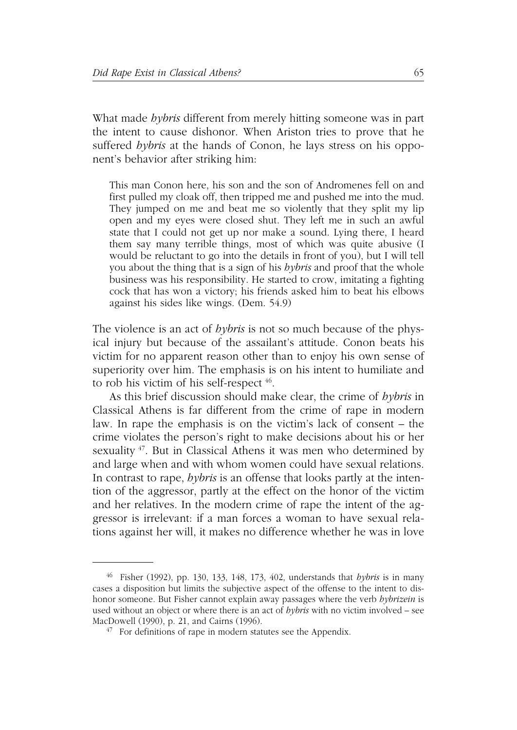What made *hybris* different from merely hitting someone was in part the intent to cause dishonor. When Ariston tries to prove that he suffered *hybris* at the hands of Conon, he lays stress on his opponent's behavior after striking him:

> This man Conon here, his son and the son of Andromenes fell on and first pulled my cloak off, then tripped me and pushed me into the mud. They jumped on me and beat me so violently that they split my lip open and my eyes were closed shut. They left me in such an awful state that I could not get up nor make a sound. Lying there, I heard them say many terrible things, most of which was quite abusive (I would be reluctant to go into the details in front of you), but I will tell you about the thing that is a sign of his *hybris* and proof that the whole business was his responsibility. He started to crow, imitating a fighting cock that has won a victory; his friends asked him to beat his elbows against his sides like wings. (Dem. 54.9)

The violence is an act of *hybris* is not so much because of the physical injury but because of the assailant's attitude. Conon beats his victim for no apparent reason other than to enjoy his own sense of superiority over him. The emphasis is on his intent to humiliate and to rob his victim of his self-respect [46].

As this brief discussion should make clear, the crime of *hybris* in Classical Athens is far different from the crime of rape in modern law. In rape the emphasis is on the victim's lack of consent – the crime violates the person's right to make decisions about his or her sexuality [47]. But in Classical Athens it was men who determined by and large when and with whom women could have sexual relations. In contrast to rape, *hybris* is an offense that looks partly at the intention of the aggressor, partly at the effect on the honor of the victim and her relatives. In the modern crime of rape the intent of the aggressor is irrelevant: if a man forces a woman to have sexual relations against her will, it makes no difference whether he was in love

---

[46] Fisher (1992), pp. 130, 133, 148, 173, 402, understands that *hybris* is in many cases a disposition but limits the subjective aspect of the offense to the intent to dishonor someone. But Fisher cannot explain away passages where the verb *hybrizein* is used without an object or where there is an act of *hybris* with no victim involved – see MacDowell (1990), p. 21, and Cairns (1996).

[47] For definitions of rape in modern statutes see the Appendix.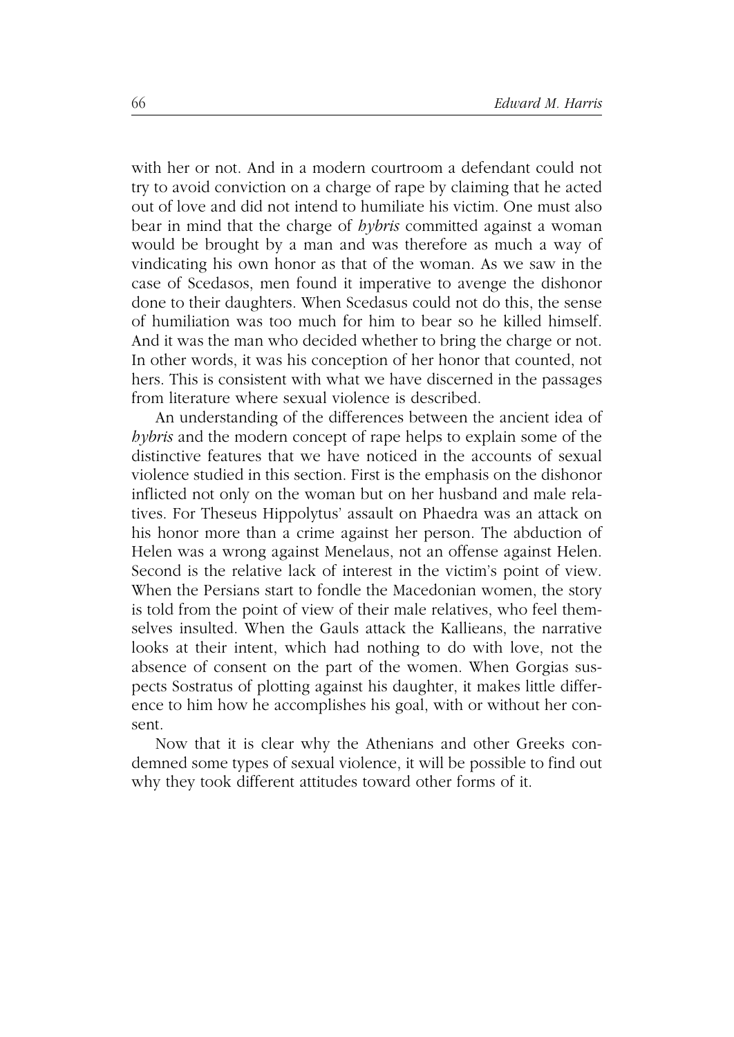with her or not. And in a modern courtroom a defendant could not try to avoid conviction on a charge of rape by claiming that he acted out of love and did not intend to humiliate his victim. One must also bear in mind that the charge of *hybris* committed against a woman would be brought by a man and was therefore as much a way of vindicating his own honor as that of the woman. As we saw in the case of Scedasos, men found it imperative to avenge the dishonor done to their daughters. When Scedasus could not do this, the sense of humiliation was too much for him to bear so he killed himself. And it was the man who decided whether to bring the charge or not. In other words, it was his conception of her honor that counted, not hers. This is consistent with what we have discerned in the passages from literature where sexual violence is described.

An understanding of the differences between the ancient idea of *hybris* and the modern concept of rape helps to explain some of the distinctive features that we have noticed in the accounts of sexual violence studied in this section. First is the emphasis on the dishonor inflicted not only on the woman but on her husband and male relatives. For Theseus Hippolytus' assault on Phaedra was an attack on his honor more than a crime against her person. The abduction of Helen was a wrong against Menelaus, not an offense against Helen. Second is the relative lack of interest in the victim's point of view. When the Persians start to fondle the Macedonian women, the story is told from the point of view of their male relatives, who feel themselves insulted. When the Gauls attack the Kallieans, the narrative looks at their intent, which had nothing to do with love, not the absence of consent on the part of the women. When Gorgias suspects Sostratus of plotting against his daughter, it makes little difference to him how he accomplishes his goal, with or without her consent.

Now that it is clear why the Athenians and other Greeks condemned some types of sexual violence, it will be possible to find out why they took different attitudes toward other forms of it.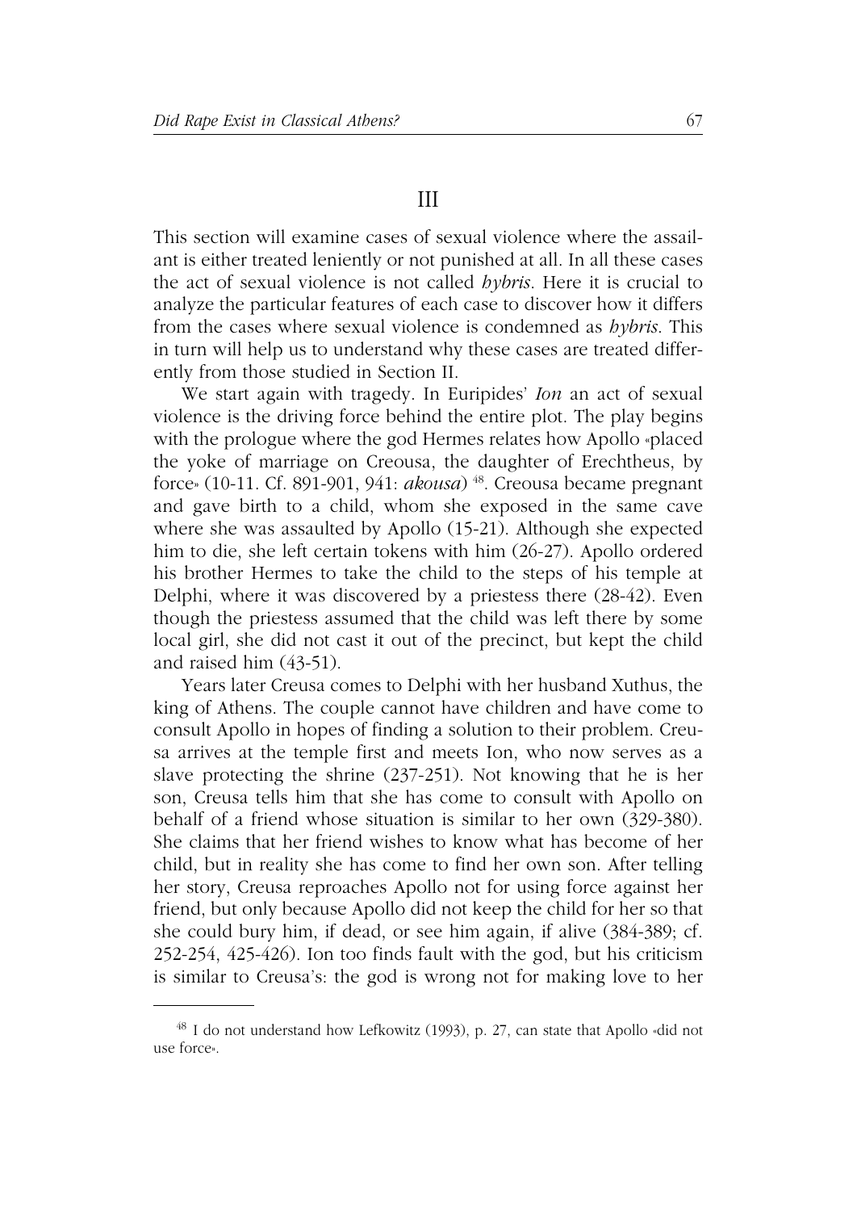## III

This section will examine cases of sexual violence where the assailant is either treated leniently or not punished at all. In all these cases the act of sexual violence is not called *hybris*. Here it is crucial to analyze the particular features of each case to discover how it differs from the cases where sexual violence is condemned as *hybris*. This in turn will help us to understand why these cases are treated differently from those studied in Section II.

We start again with tragedy. In Euripides' *Ion* an act of sexual violence is the driving force behind the entire plot. The play begins with the prologue where the god Hermes relates how Apollo «placed the yoke of marriage on Creousa, the daughter of Erechtheus, by force» (10-11. Cf. 891-901, 941: *akousa*) [48]. Creousa became pregnant and gave birth to a child, whom she exposed in the same cave where she was assaulted by Apollo (15-21). Although she expected him to die, she left certain tokens with him (26-27). Apollo ordered his brother Hermes to take the child to the steps of his temple at Delphi, where it was discovered by a priestess there (28-42). Even though the priestess assumed that the child was left there by some local girl, she did not cast it out of the precinct, but kept the child and raised him (43-51).

Years later Creusa comes to Delphi with her husband Xuthus, the king of Athens. The couple cannot have children and have come to consult Apollo in hopes of finding a solution to their problem. Creusa arrives at the temple first and meets Ion, who now serves as a slave protecting the shrine (237-251). Not knowing that he is her son, Creusa tells him that she has come to consult with Apollo on behalf of a friend whose situation is similar to her own (329-380). She claims that her friend wishes to know what has become of her child, but in reality she has come to find her own son. After telling her story, Creusa reproaches Apollo not for using force against her friend, but only because Apollo did not keep the child for her so that she could bury him, if dead, or see him again, if alive (384-389; cf. 252-254, 425-426). Ion too finds fault with the god, but his criticism is similar to Creusa's: the god is wrong not for making love to her

---

[48] I do not understand how Lefkowitz (1993), p. 27, can state that Apollo «did not use force».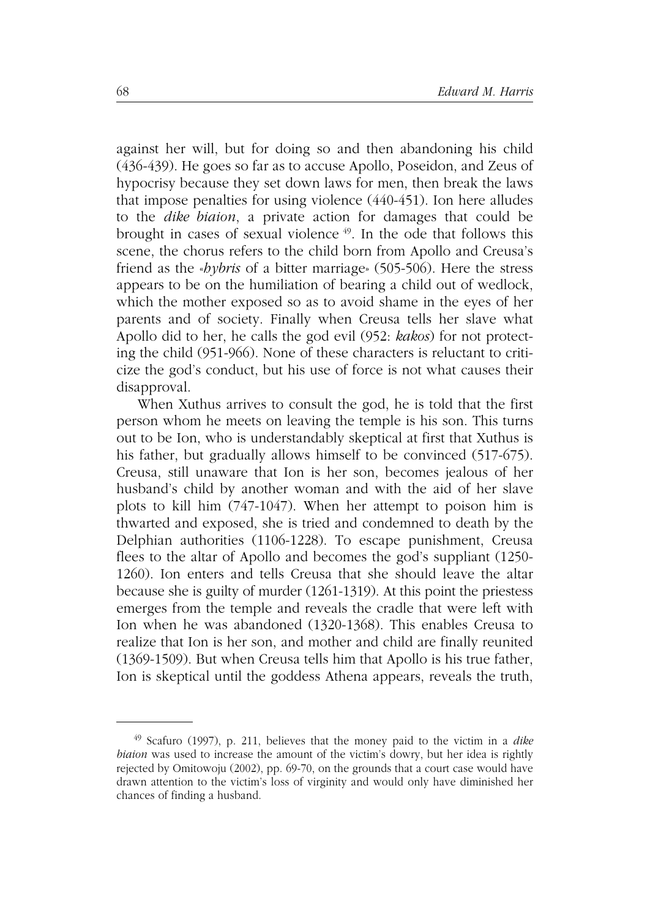against her will, but for doing so and then abandoning his child (436-439). He goes so far as to accuse Apollo, Poseidon, and Zeus of hypocrisy because they set down laws for men, then break the laws that impose penalties for using violence (440-451). Ion here alludes to the *dike biaion*, a private action for damages that could be brought in cases of sexual violence [49]. In the ode that follows this scene, the chorus refers to the child born from Apollo and Creusa's friend as the «*hybris* of a bitter marriage» (505-506). Here the stress appears to be on the humiliation of bearing a child out of wedlock, which the mother exposed so as to avoid shame in the eyes of her parents and of society. Finally when Creusa tells her slave what Apollo did to her, he calls the god evil (952: *kakos*) for not protecting the child (951-966). None of these characters is reluctant to criticize the god's conduct, but his use of force is not what causes their disapproval.

When Xuthus arrives to consult the god, he is told that the first person whom he meets on leaving the temple is his son. This turns out to be Ion, who is understandably skeptical at first that Xuthus is his father, but gradually allows himself to be convinced (517-675). Creusa, still unaware that Ion is her son, becomes jealous of her husband's child by another woman and with the aid of her slave plots to kill him (747-1047). When her attempt to poison him is thwarted and exposed, she is tried and condemned to death by the Delphian authorities (1106-1228). To escape punishment, Creusa flees to the altar of Apollo and becomes the god's suppliant (1250-1260). Ion enters and tells Creusa that she should leave the altar because she is guilty of murder (1261-1319). At this point the priestess emerges from the temple and reveals the cradle that were left with Ion when he was abandoned (1320-1368). This enables Creusa to realize that Ion is her son, and mother and child are finally reunited (1369-1509). But when Creusa tells him that Apollo is his true father, Ion is skeptical until the goddess Athena appears, reveals the truth,

---

[49] Scafuro (1997), p. 211, believes that the money paid to the victim in a *dike biaion* was used to increase the amount of the victim's dowry, but her idea is rightly rejected by Omitowoju (2002), pp. 69-70, on the grounds that a court case would have drawn attention to the victim's loss of virginity and would only have diminished her chances of finding a husband.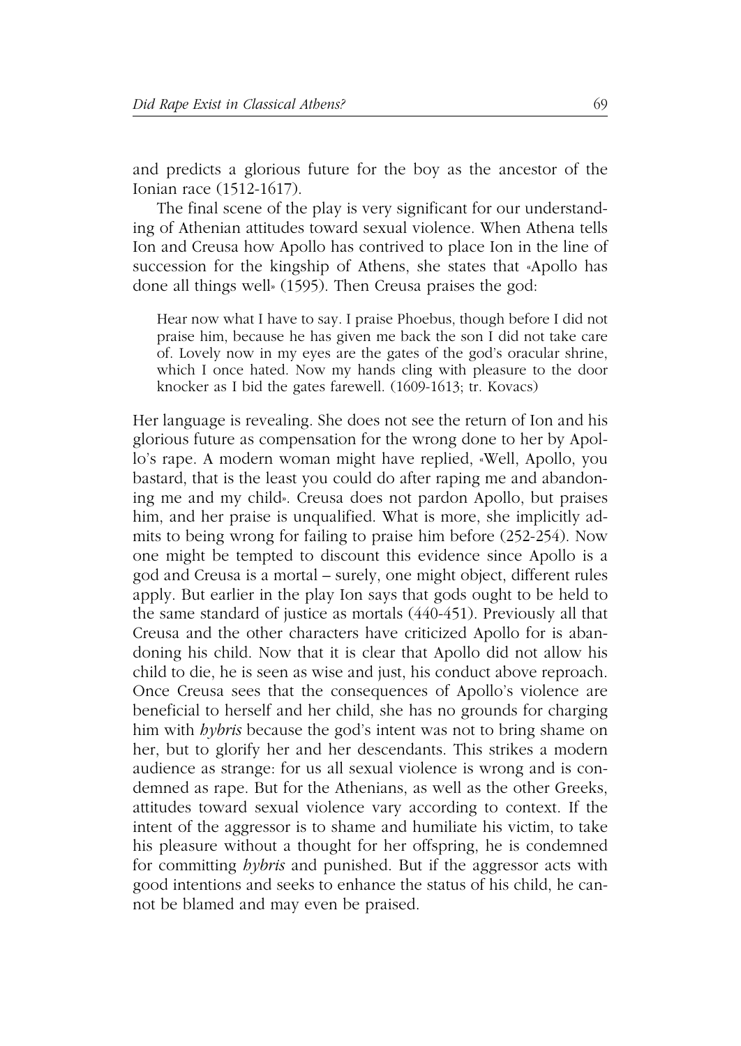and predicts a glorious future for the boy as the ancestor of the Ionian race (1512-1617).

The final scene of the play is very significant for our understanding of Athenian attitudes toward sexual violence. When Athena tells Ion and Creusa how Apollo has contrived to place Ion in the line of succession for the kingship of Athens, she states that «Apollo has done all things well» (1595). Then Creusa praises the god:

> Hear now what I have to say. I praise Phoebus, though before I did not praise him, because he has given me back the son I did not take care of. Lovely now in my eyes are the gates of the god's oracular shrine, which I once hated. Now my hands cling with pleasure to the door knocker as I bid the gates farewell. (1609-1613; tr. Kovacs)

Her language is revealing. She does not see the return of Ion and his glorious future as compensation for the wrong done to her by Apollo's rape. A modern woman might have replied, «Well, Apollo, you bastard, that is the least you could do after raping me and abandoning me and my child». Creusa does not pardon Apollo, but praises him, and her praise is unqualified. What is more, she implicitly admits to being wrong for failing to praise him before (252-254). Now one might be tempted to discount this evidence since Apollo is a god and Creusa is a mortal – surely, one might object, different rules apply. But earlier in the play Ion says that gods ought to be held to the same standard of justice as mortals (440-451). Previously all that Creusa and the other characters have criticized Apollo for is abandoning his child. Now that it is clear that Apollo did not allow his child to die, he is seen as wise and just, his conduct above reproach. Once Creusa sees that the consequences of Apollo's violence are beneficial to herself and her child, she has no grounds for charging him with *hybris* because the god's intent was not to bring shame on her, but to glorify her and her descendants. This strikes a modern audience as strange: for us all sexual violence is wrong and is condemned as rape. But for the Athenians, as well as the other Greeks, attitudes toward sexual violence vary according to context. If the intent of the aggressor is to shame and humiliate his victim, to take his pleasure without a thought for her offspring, he is condemned for committing *hybris* and punished. But if the aggressor acts with good intentions and seeks to enhance the status of his child, he cannot be blamed and may even be praised.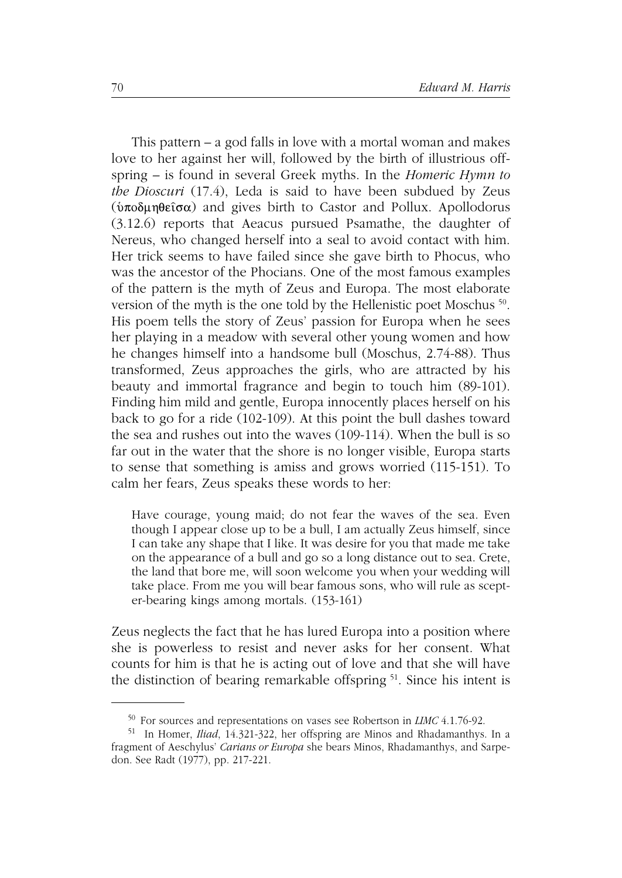This pattern – a god falls in love with a mortal woman and makes love to her against her will, followed by the birth of illustrious offspring – is found in several Greek myths. In the *Homeric Hymn to the Dioscuri* (17.4), Leda is said to have been subdued by Zeus (ὑποδμηθεῖσα) and gives birth to Castor and Pollux. Apollodorus (3.12.6) reports that Aeacus pursued Psamathe, the daughter of Nereus, who changed herself into a seal to avoid contact with him. Her trick seems to have failed since she gave birth to Phocus, who was the ancestor of the Phocians. One of the most famous examples of the pattern is the myth of Zeus and Europa. The most elaborate version of the myth is the one told by the Hellenistic poet Moschus [50]. His poem tells the story of Zeus' passion for Europa when he sees her playing in a meadow with several other young women and how he changes himself into a handsome bull (Moschus, 2.74-88). Thus transformed, Zeus approaches the girls, who are attracted by his beauty and immortal fragrance and begin to touch him (89-101). Finding him mild and gentle, Europa innocently places herself on his back to go for a ride (102-109). At this point the bull dashes toward the sea and rushes out into the waves (109-114). When the bull is so far out in the water that the shore is no longer visible, Europa starts to sense that something is amiss and grows worried (115-151). To calm her fears, Zeus speaks these words to her:

> Have courage, young maid; do not fear the waves of the sea. Even though I appear close up to be a bull, I am actually Zeus himself, since I can take any shape that I like. It was desire for you that made me take on the appearance of a bull and go so a long distance out to sea. Crete, the land that bore me, will soon welcome you when your wedding will take place. From me you will bear famous sons, who will rule as scepter-bearing kings among mortals. (153-161)

Zeus neglects the fact that he has lured Europa into a position where she is powerless to resist and never asks for her consent. What counts for him is that he is acting out of love and that she will have the distinction of bearing remarkable offspring [51]. Since his intent is

---

[50] For sources and representations on vases see Robertson in *LIMC* 4.1.76-92.

[51] In Homer, *Iliad*, 14.321-322, her offspring are Minos and Rhadamanthys. In a fragment of Aeschylus' *Carians or Europa* she bears Minos, Rhadamanthys, and Sarpedon. See Radt (1977), pp. 217-221.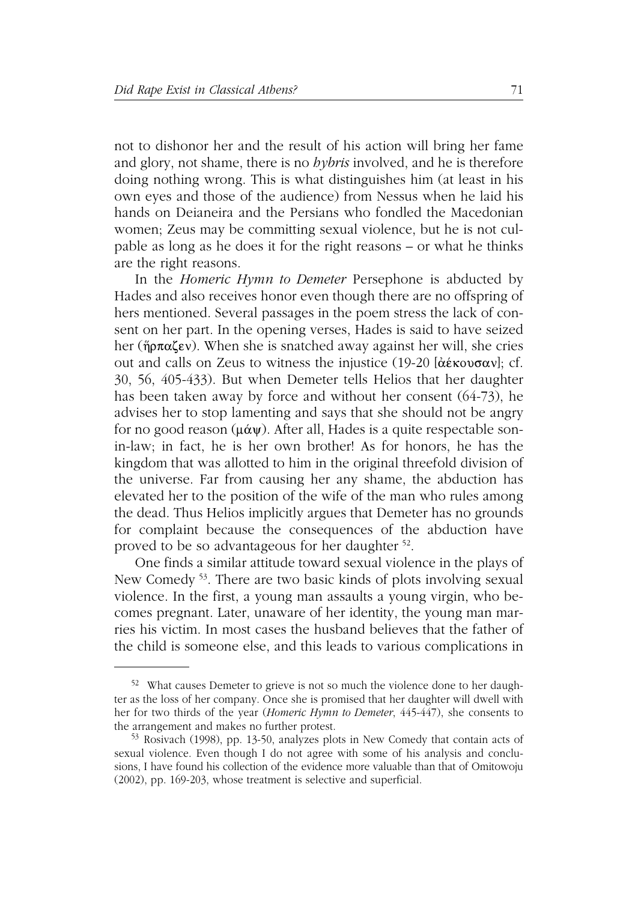not to dishonor her and the result of his action will bring her fame and glory, not shame, there is no *hybris* involved, and he is therefore doing nothing wrong. This is what distinguishes him (at least in his own eyes and those of the audience) from Nessus when he laid his hands on Deianeira and the Persians who fondled the Macedonian women; Zeus may be committing sexual violence, but he is not culpable as long as he does it for the right reasons – or what he thinks are the right reasons.

In the *Homeric Hymn to Demeter* Persephone is abducted by Hades and also receives honor even though there are no offspring of hers mentioned. Several passages in the poem stress the lack of consent on her part. In the opening verses, Hades is said to have seized her (ἥρπαζεν). When she is snatched away against her will, she cries out and calls on Zeus to witness the injustice (19-20 [ἀέκουσαν]; cf. 30, 56, 405-433). But when Demeter tells Helios that her daughter has been taken away by force and without her consent (64-73), he advises her to stop lamenting and says that she should not be angry for no good reason (μάψ). After all, Hades is a quite respectable son-in-law; in fact, he is her own brother! As for honors, he has the kingdom that was allotted to him in the original threefold division of the universe. Far from causing her any shame, the abduction has elevated her to the position of the wife of the man who rules among the dead. Thus Helios implicitly argues that Demeter has no grounds for complaint because the consequences of the abduction have proved to be so advantageous for her daughter [52].

One finds a similar attitude toward sexual violence in the plays of New Comedy [53]. There are two basic kinds of plots involving sexual violence. In the first, a young man assaults a young virgin, who becomes pregnant. Later, unaware of her identity, the young man marries his victim. In most cases the husband believes that the father of the child is someone else, and this leads to various complications in

---

[52] What causes Demeter to grieve is not so much the violence done to her daughter as the loss of her company. Once she is promised that her daughter will dwell with her for two thirds of the year (*Homeric Hymn to Demeter*, 445-447), she consents to the arrangement and makes no further protest.

[53] Rosivach (1998), pp. 13-50, analyzes plots in New Comedy that contain acts of sexual violence. Even though I do not agree with some of his analysis and conclusions, I have found his collection of the evidence more valuable than that of Omitowoju (2002), pp. 169-203, whose treatment is selective and superficial.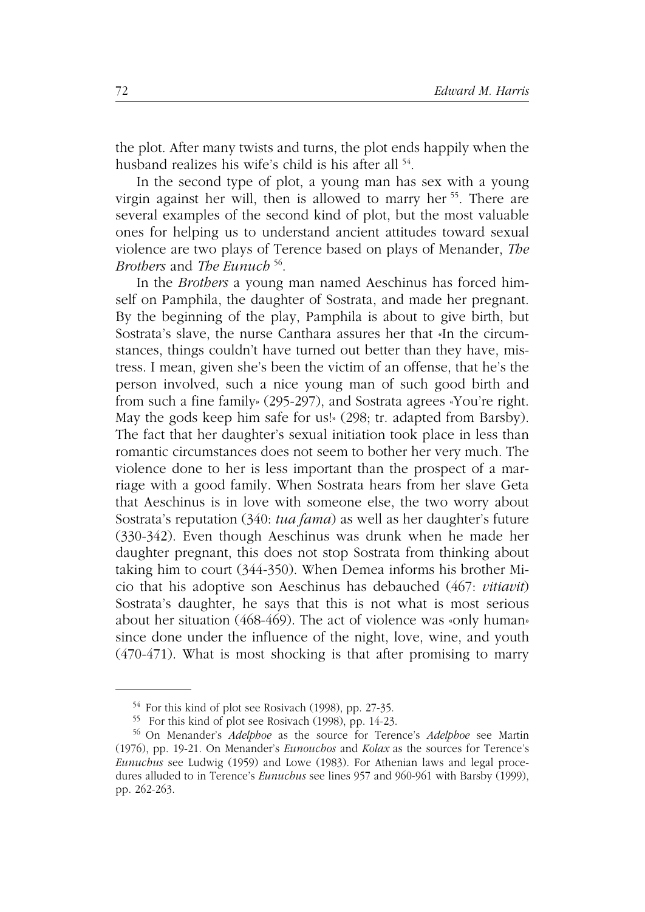the plot. After many twists and turns, the plot ends happily when the husband realizes his wife's child is his after all [54].

In the second type of plot, a young man has sex with a young virgin against her will, then is allowed to marry her [55]. There are several examples of the second kind of plot, but the most valuable ones for helping us to understand ancient attitudes toward sexual violence are two plays of Terence based on plays of Menander, *The Brothers* and *The Eunuch* [56].

In the *Brothers* a young man named Aeschinus has forced himself on Pamphila, the daughter of Sostrata, and made her pregnant. By the beginning of the play, Pamphila is about to give birth, but Sostrata's slave, the nurse Canthara assures her that «In the circumstances, things couldn't have turned out better than they have, mistress. I mean, given she's been the victim of an offense, that he's the person involved, such a nice young man of such good birth and from such a fine family» (295-297), and Sostrata agrees «You're right. May the gods keep him safe for us!» (298; tr. adapted from Barsby). The fact that her daughter's sexual initiation took place in less than romantic circumstances does not seem to bother her very much. The violence done to her is less important than the prospect of a marriage with a good family. When Sostrata hears from her slave Geta that Aeschinus is in love with someone else, the two worry about Sostrata's reputation (340: *tua fama*) as well as her daughter's future (330-342). Even though Aeschinus was drunk when he made her daughter pregnant, this does not stop Sostrata from thinking about taking him to court (344-350). When Demea informs his brother Micio that his adoptive son Aeschinus has debauched (467: *vitiavit*) Sostrata's daughter, he says that this is not what is most serious about her situation (468-469). The act of violence was «only human» since done under the influence of the night, love, wine, and youth (470-471). What is most shocking is that after promising to marry

---

[54] For this kind of plot see Rosivach (1998), pp. 27-35.

[55] For this kind of plot see Rosivach (1998), pp. 14-23.

[56] On Menander's *Adelphoe* as the source for Terence's *Adelphoe* see Martin (1976), pp. 19-21. On Menander's *Eunouchos* and *Kolax* as the sources for Terence's *Eunuchus* see Ludwig (1959) and Lowe (1983). For Athenian laws and legal procedures alluded to in Terence's *Eunuchus* see lines 957 and 960-961 with Barsby (1999), pp. 262-263.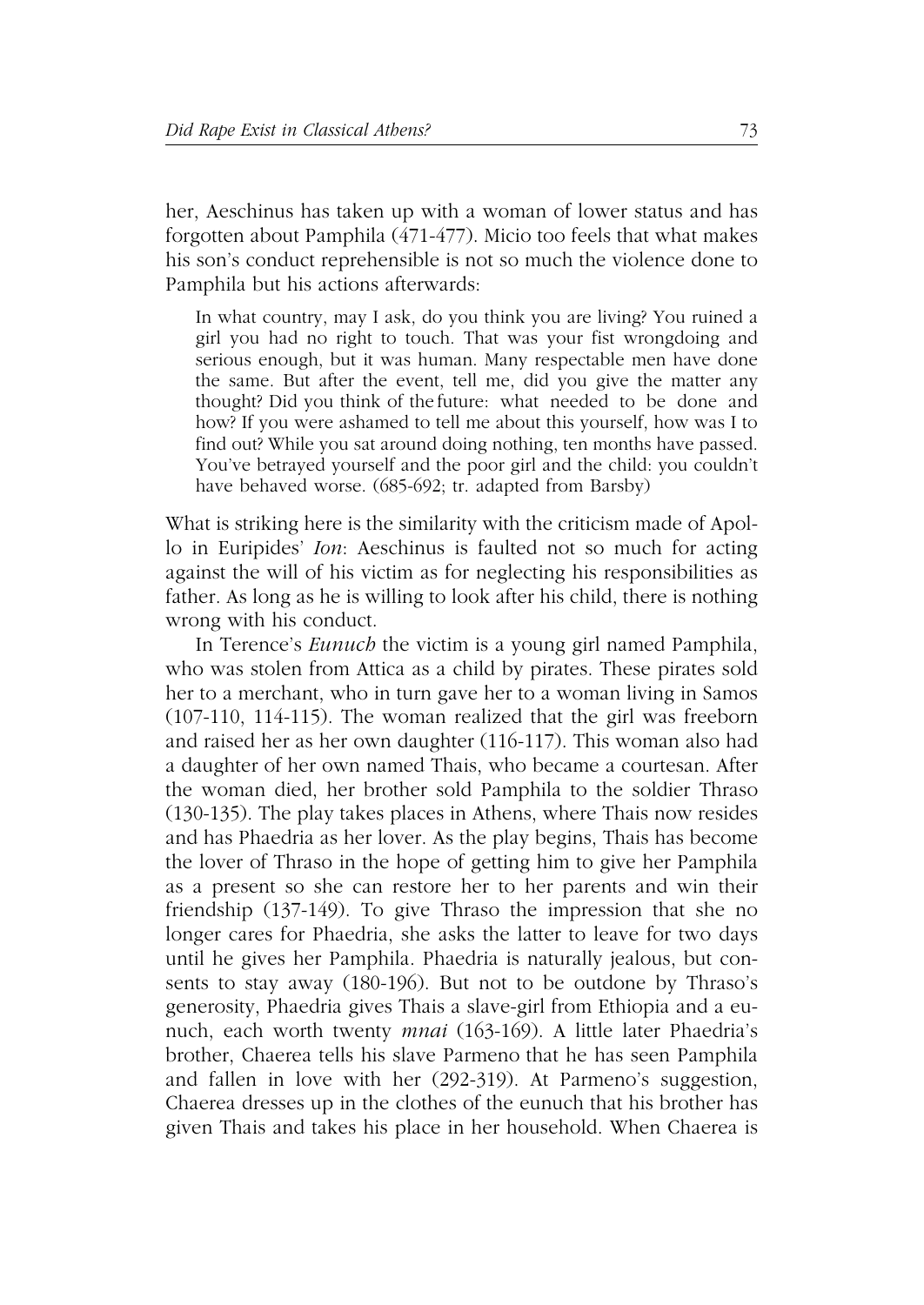her, Aeschinus has taken up with a woman of lower status and has forgotten about Pamphila (471-477). Micio too feels that what makes his son's conduct reprehensible is not so much the violence done to Pamphila but his actions afterwards:

> In what country, may I ask, do you think you are living? You ruined a girl you had no right to touch. That was your fist wrongdoing and serious enough, but it was human. Many respectable men have done the same. But after the event, tell me, did you give the matter any thought? Did you think of the future: what needed to be done and how? If you were ashamed to tell me about this yourself, how was I to find out? While you sat around doing nothing, ten months have passed. You've betrayed yourself and the poor girl and the child: you couldn't have behaved worse. (685-692; tr. adapted from Barsby)

What is striking here is the similarity with the criticism made of Apollo in Euripides' *Ion*: Aeschinus is faulted not so much for acting against the will of his victim as for neglecting his responsibilities as father. As long as he is willing to look after his child, there is nothing wrong with his conduct.

In Terence's *Eunuch* the victim is a young girl named Pamphila, who was stolen from Attica as a child by pirates. These pirates sold her to a merchant, who in turn gave her to a woman living in Samos (107-110, 114-115). The woman realized that the girl was freeborn and raised her as her own daughter (116-117). This woman also had a daughter of her own named Thais, who became a courtesan. After the woman died, her brother sold Pamphila to the soldier Thraso (130-135). The play takes places in Athens, where Thais now resides and has Phaedria as her lover. As the play begins, Thais has become the lover of Thraso in the hope of getting him to give her Pamphila as a present so she can restore her to her parents and win their friendship (137-149). To give Thraso the impression that she no longer cares for Phaedria, she asks the latter to leave for two days until he gives her Pamphila. Phaedria is naturally jealous, but consents to stay away (180-196). But not to be outdone by Thraso's generosity, Phaedria gives Thais a slave-girl from Ethiopia and a eunuch, each worth twenty *mnai* (163-169). A little later Phaedria's brother, Chaerea tells his slave Parmeno that he has seen Pamphila and fallen in love with her (292-319). At Parmeno's suggestion, Chaerea dresses up in the clothes of the eunuch that his brother has given Thais and takes his place in her household. When Chaerea is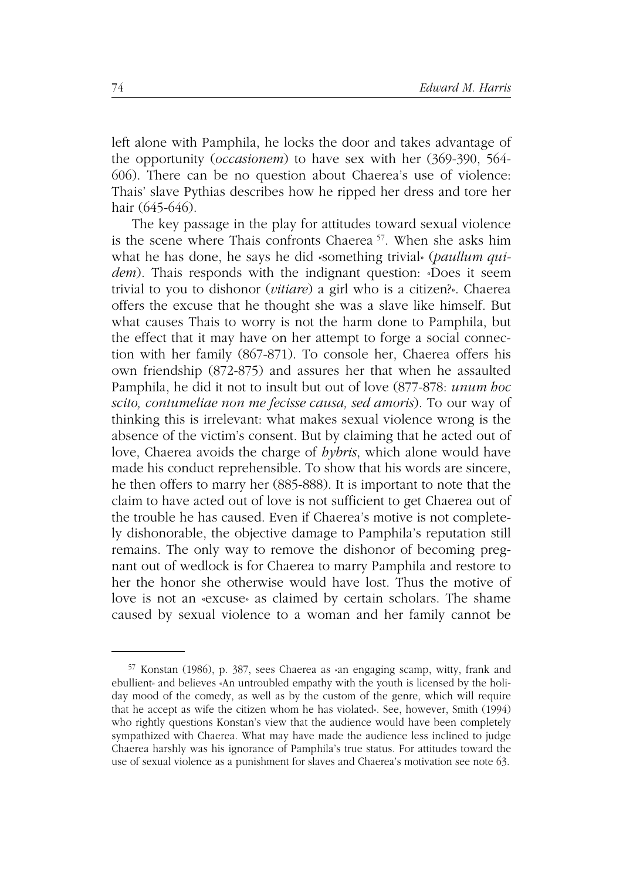left alone with Pamphila, he locks the door and takes advantage of the opportunity (*occasionem*) to have sex with her (369-390, 564-606). There can be no question about Chaerea's use of violence: Thais' slave Pythias describes how he ripped her dress and tore her hair (645-646).

The key passage in the play for attitudes toward sexual violence is the scene where Thais confronts Chaerea [57]. When she asks him what he has done, he says he did «something trivial» (*paullum quidem*). Thais responds with the indignant question: «Does it seem trivial to you to dishonor (*vitiare*) a girl who is a citizen?». Chaerea offers the excuse that he thought she was a slave like himself. But what causes Thais to worry is not the harm done to Pamphila, but the effect that it may have on her attempt to forge a social connection with her family (867-871). To console her, Chaerea offers his own friendship (872-875) and assures her that when he assaulted Pamphila, he did it not to insult but out of love (877-878: *unum hoc scito, contumeliae non me fecisse causa, sed amoris*). To our way of thinking this is irrelevant: what makes sexual violence wrong is the absence of the victim's consent. But by claiming that he acted out of love, Chaerea avoids the charge of *hybris*, which alone would have made his conduct reprehensible. To show that his words are sincere, he then offers to marry her (885-888). It is important to note that the claim to have acted out of love is not sufficient to get Chaerea out of the trouble he has caused. Even if Chaerea's motive is not completely dishonorable, the objective damage to Pamphila's reputation still remains. The only way to remove the dishonor of becoming pregnant out of wedlock is for Chaerea to marry Pamphila and restore to her the honor she otherwise would have lost. Thus the motive of love is not an «excuse» as claimed by certain scholars. The shame caused by sexual violence to a woman and her family cannot be

---

[57] Konstan (1986), p. 387, sees Chaerea as «an engaging scamp, witty, frank and ebullient» and believes «An untroubled empathy with the youth is licensed by the holiday mood of the comedy, as well as by the custom of the genre, which will require that he accept as wife the citizen whom he has violated». See, however, Smith (1994) who rightly questions Konstan's view that the audience would have been completely sympathized with Chaerea. What may have made the audience less inclined to judge Chaerea harshly was his ignorance of Pamphila's true status. For attitudes toward the use of sexual violence as a punishment for slaves and Chaerea's motivation see note 63.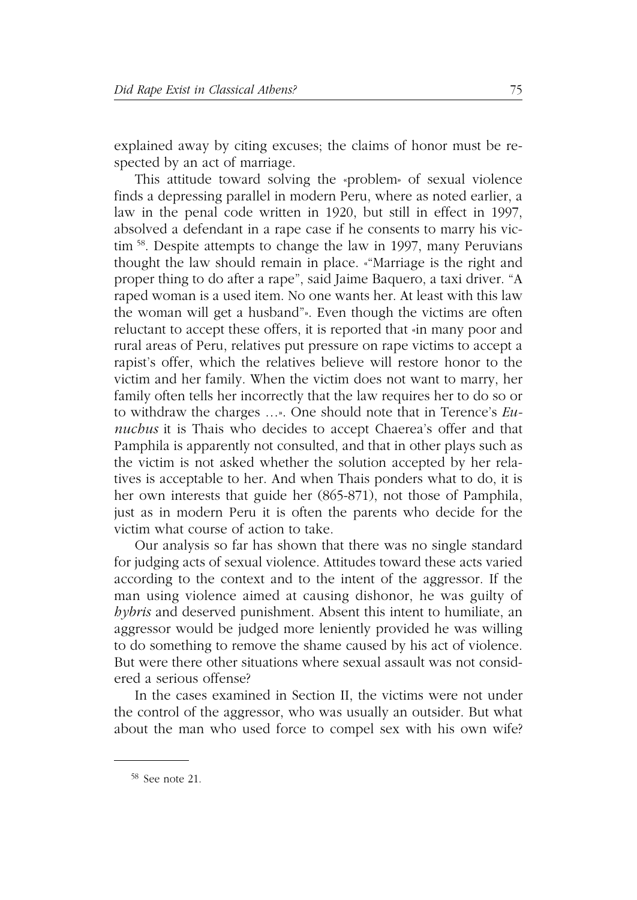explained away by citing excuses; the claims of honor must be respected by an act of marriage.

This attitude toward solving the «problem» of sexual violence finds a depressing parallel in modern Peru, where as noted earlier, a law in the penal code written in 1920, but still in effect in 1997, absolved a defendant in a rape case if he consents to marry his victim [58]. Despite attempts to change the law in 1997, many Peruvians thought the law should remain in place. «"Marriage is the right and proper thing to do after a rape", said Jaime Baquero, a taxi driver. "A raped woman is a used item. No one wants her. At least with this law the woman will get a husband"». Even though the victims are often reluctant to accept these offers, it is reported that «in many poor and rural areas of Peru, relatives put pressure on rape victims to accept a rapist's offer, which the relatives believe will restore honor to the victim and her family. When the victim does not want to marry, her family often tells her incorrectly that the law requires her to do so or to withdraw the charges …». One should note that in Terence's *Eunuchus* it is Thais who decides to accept Chaerea's offer and that Pamphila is apparently not consulted, and that in other plays such as the victim is not asked whether the solution accepted by her relatives is acceptable to her. And when Thais ponders what to do, it is her own interests that guide her (865-871), not those of Pamphila, just as in modern Peru it is often the parents who decide for the victim what course of action to take.

Our analysis so far has shown that there was no single standard for judging acts of sexual violence. Attitudes toward these acts varied according to the context and to the intent of the aggressor. If the man using violence aimed at causing dishonor, he was guilty of *hybris* and deserved punishment. Absent this intent to humiliate, an aggressor would be judged more leniently provided he was willing to do something to remove the shame caused by his act of violence. But were there other situations where sexual assault was not considered a serious offense?

In the cases examined in Section II, the victims were not under the control of the aggressor, who was usually an outsider. But what about the man who used force to compel sex with his own wife?

[58] See note 21.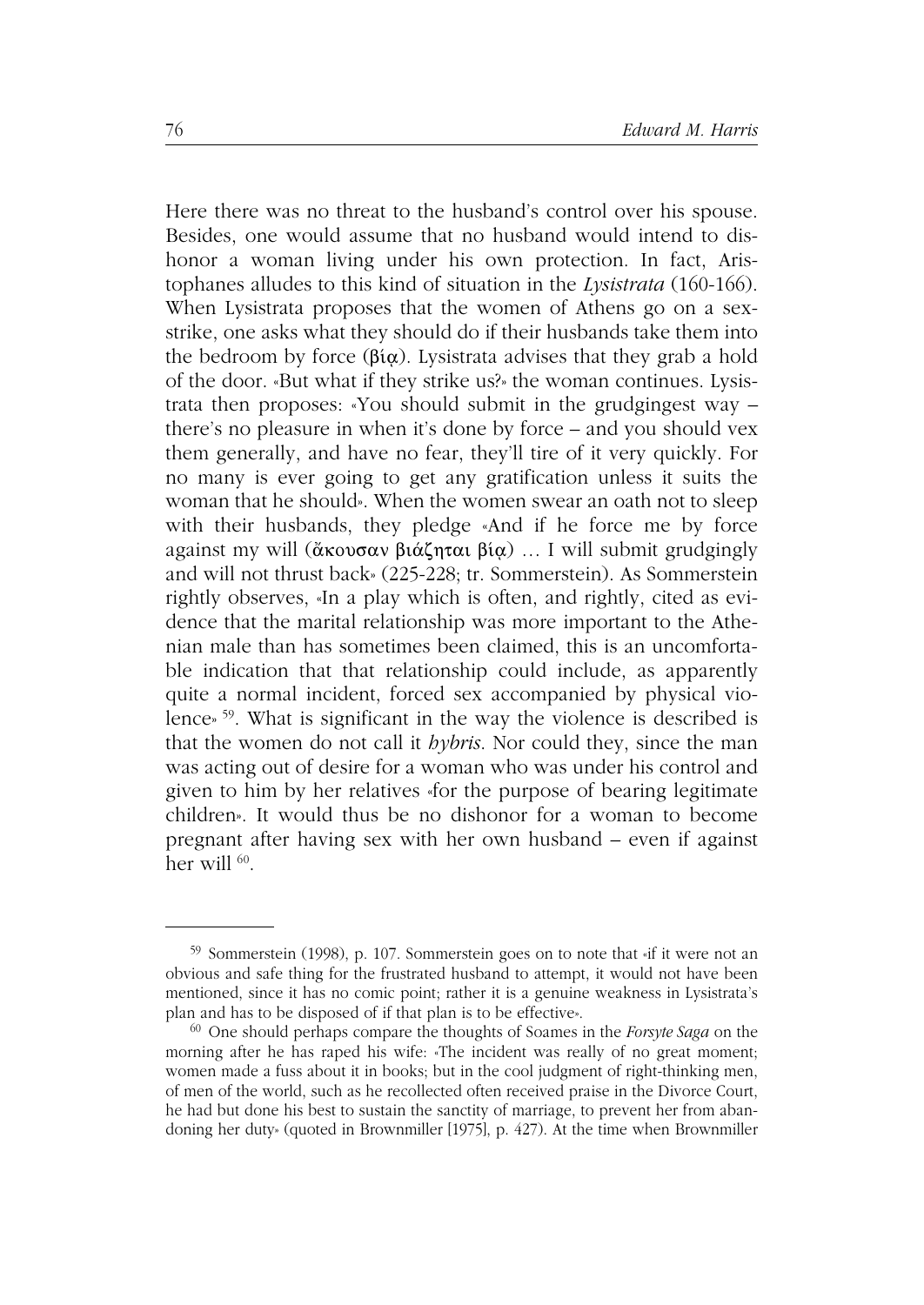Here there was no threat to the husband's control over his spouse. Besides, one would assume that no husband would intend to dishonor a woman living under his own protection. In fact, Aristophanes alludes to this kind of situation in the *Lysistrata* (160-166). When Lysistrata proposes that the women of Athens go on a sex-strike, one asks what they should do if their husbands take them into the bedroom by force (βίᾳ). Lysistrata advises that they grab a hold of the door. «But what if they strike us?» the woman continues. Lysistrata then proposes: «You should submit in the grudgingest way – there's no pleasure in when it's done by force – and you should vex them generally, and have no fear, they'll tire of it very quickly. For no many is ever going to get any gratification unless it suits the woman that he should». When the women swear an oath not to sleep with their husbands, they pledge «And if he force me by force against my will (ἄκουσαν βιάζηται βίᾳ) … I will submit grudgingly and will not thrust back» (225-228; tr. Sommerstein). As Sommerstein rightly observes, «In a play which is often, and rightly, cited as evidence that the marital relationship was more important to the Athenian male than has sometimes been claimed, this is an uncomfortable indication that that relationship could include, as apparently quite a normal incident, forced sex accompanied by physical violence» [59]. What is significant in the way the violence is described is that the women do not call it *hybris*. Nor could they, since the man was acting out of desire for a woman who was under his control and given to him by her relatives «for the purpose of bearing legitimate children». It would thus be no dishonor for a woman to become pregnant after having sex with her own husband – even if against her will [60].

---

[59] Sommerstein (1998), p. 107. Sommerstein goes on to note that «if it were not an obvious and safe thing for the frustrated husband to attempt, it would not have been mentioned, since it has no comic point; rather it is a genuine weakness in Lysistrata's plan and has to be disposed of if that plan is to be effective».

[60] One should perhaps compare the thoughts of Soames in the *Forsyte Saga* on the morning after he has raped his wife: «The incident was really of no great moment; women made a fuss about it in books; but in the cool judgment of right-thinking men, of men of the world, such as he recollected often received praise in the Divorce Court, he had but done his best to sustain the sanctity of marriage, to prevent her from abandoning her duty» (quoted in Brownmiller [1975], p. 427). At the time when Brownmiller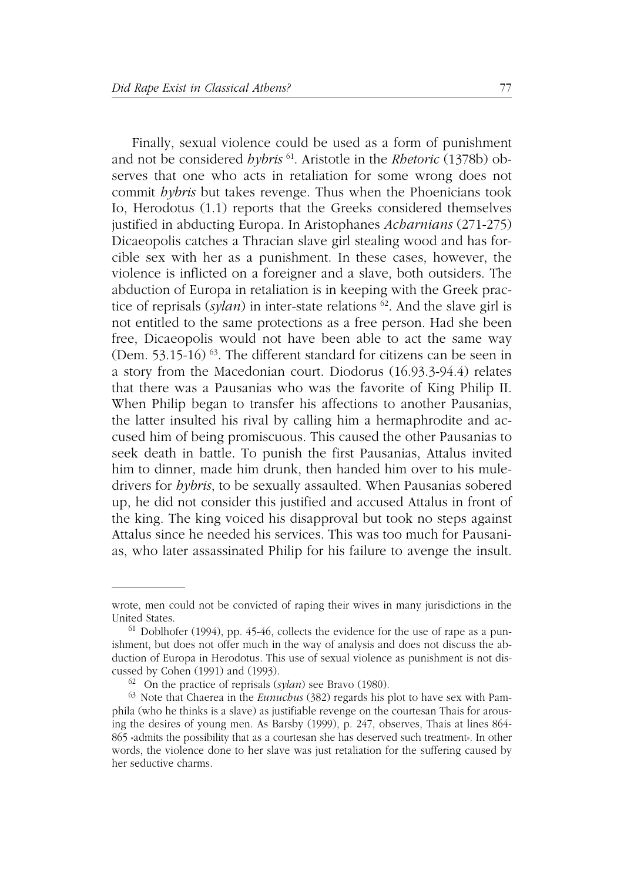Finally, sexual violence could be used as a form of punishment and not be considered *hybris* [61]. Aristotle in the *Rhetoric* (1378b) observes that one who acts in retaliation for some wrong does not commit *hybris* but takes revenge. Thus when the Phoenicians took Io, Herodotus (1.1) reports that the Greeks considered themselves justified in abducting Europa. In Aristophanes *Acharnians* (271-275) Dicaeopolis catches a Thracian slave girl stealing wood and has forcible sex with her as a punishment. In these cases, however, the violence is inflicted on a foreigner and a slave, both outsiders. The abduction of Europa in retaliation is in keeping with the Greek practice of reprisals (*sylan*) in inter-state relations [62]. And the slave girl is not entitled to the same protections as a free person. Had she been free, Dicaeopolis would not have been able to act the same way (Dem. 53.15-16) [63]. The different standard for citizens can be seen in a story from the Macedonian court. Diodorus (16.93.3-94.4) relates that there was a Pausanias who was the favorite of King Philip II. When Philip began to transfer his affections to another Pausanias, the latter insulted his rival by calling him a hermaphrodite and accused him of being promiscuous. This caused the other Pausanias to seek death in battle. To punish the first Pausanias, Attalus invited him to dinner, made him drunk, then handed him over to his mule-drivers for *hybris*, to be sexually assaulted. When Pausanias sobered up, he did not consider this justified and accused Attalus in front of the king. The king voiced his disapproval but took no steps against Attalus since he needed his services. This was too much for Pausanias, who later assassinated Philip for his failure to avenge the insult.

---

wrote, men could not be convicted of raping their wives in many jurisdictions in the United States.

[61] Doblhofer (1994), pp. 45-46, collects the evidence for the use of rape as a punishment, but does not offer much in the way of analysis and does not discuss the abduction of Europa in Herodotus. This use of sexual violence as punishment is not discussed by Cohen (1991) and (1993).

[62] On the practice of reprisals (*sylan*) see Bravo (1980).

[63] Note that Chaerea in the *Eunuchus* (382) regards his plot to have sex with Pamphila (who he thinks is a slave) as justifiable revenge on the courtesan Thais for arousing the desires of young men. As Barsby (1999), p. 247, observes, Thais at lines 864-865 «admits the possibility that as a courtesan she has deserved such treatment». In other words, the violence done to her slave was just retaliation for the suffering caused by her seductive charms.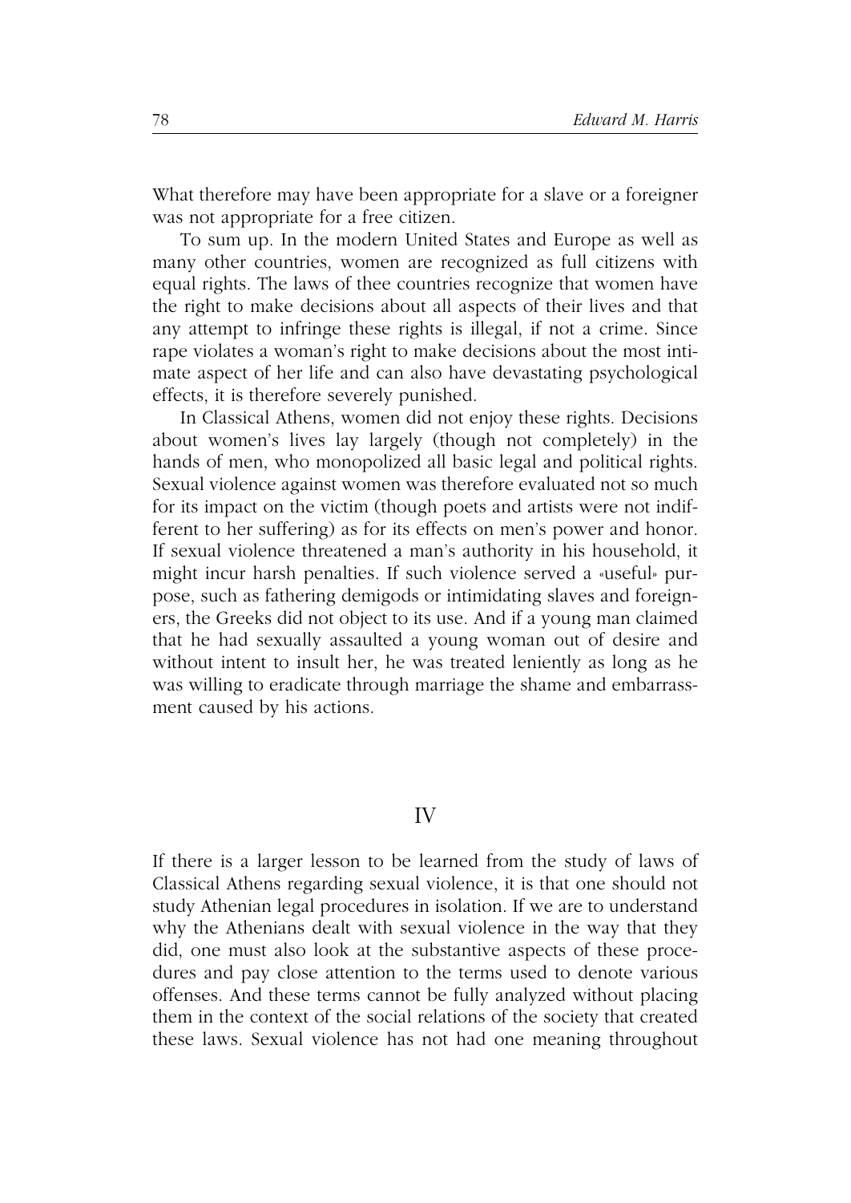What therefore may have been appropriate for a slave or a foreigner was not appropriate for a free citizen.

To sum up. In the modern United States and Europe as well as many other countries, women are recognized as full citizens with equal rights. The laws of thee countries recognize that women have the right to make decisions about all aspects of their lives and that any attempt to infringe these rights is illegal, if not a crime. Since rape violates a woman's right to make decisions about the most intimate aspect of her life and can also have devastating psychological effects, it is therefore severely punished.

In Classical Athens, women did not enjoy these rights. Decisions about women's lives lay largely (though not completely) in the hands of men, who monopolized all basic legal and political rights. Sexual violence against women was therefore evaluated not so much for its impact on the victim (though poets and artists were not indifferent to her suffering) as for its effects on men's power and honor. If sexual violence threatened a man's authority in his household, it might incur harsh penalties. If such violence served a «useful» purpose, such as fathering demigods or intimidating slaves and foreigners, the Greeks did not object to its use. And if a young man claimed that he had sexually assaulted a young woman out of desire and without intent to insult her, he was treated leniently as long as he was willing to eradicate through marriage the shame and embarrassment caused by his actions.

## IV

If there is a larger lesson to be learned from the study of laws of Classical Athens regarding sexual violence, it is that one should not study Athenian legal procedures in isolation. If we are to understand why the Athenians dealt with sexual violence in the way that they did, one must also look at the substantive aspects of these procedures and pay close attention to the terms used to denote various offenses. And these terms cannot be fully analyzed without placing them in the context of the social relations of the society that created these laws. Sexual violence has not had one meaning throughout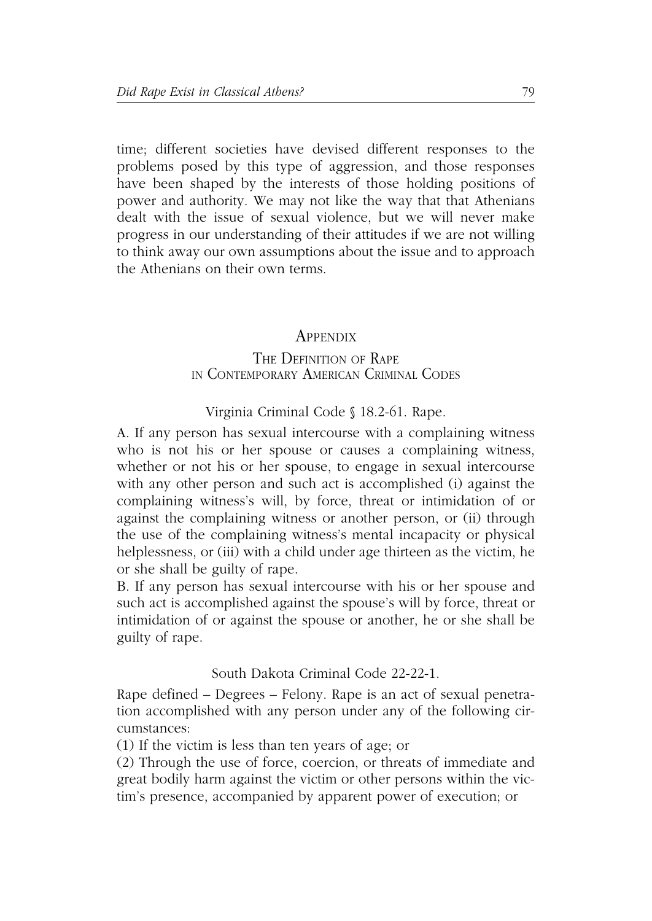time; different societies have devised different responses to the problems posed by this type of aggression, and those responses have been shaped by the interests of those holding positions of power and authority. We may not like the way that that Athenians dealt with the issue of sexual violence, but we will never make progress in our understanding of their attitudes if we are not willing to think away our own assumptions about the issue and to approach the Athenians on their own terms.

## Appendix

### The Definition of Rape in Contemporary American Criminal Codes

Virginia Criminal Code § 18.2-61. Rape.

A. If any person has sexual intercourse with a complaining witness who is not his or her spouse or causes a complaining witness, whether or not his or her spouse, to engage in sexual intercourse with any other person and such act is accomplished (i) against the complaining witness's will, by force, threat or intimidation of or against the complaining witness or another person, or (ii) through the use of the complaining witness's mental incapacity or physical helplessness, or (iii) with a child under age thirteen as the victim, he or she shall be guilty of rape.

B. If any person has sexual intercourse with his or her spouse and such act is accomplished against the spouse's will by force, threat or intimidation of or against the spouse or another, he or she shall be guilty of rape.

South Dakota Criminal Code 22-22-1.

Rape defined – Degrees – Felony. Rape is an act of sexual penetration accomplished with any person under any of the following circumstances:

(1) If the victim is less than ten years of age; or

(2) Through the use of force, coercion, or threats of immediate and great bodily harm against the victim or other persons within the victim's presence, accompanied by apparent power of execution; or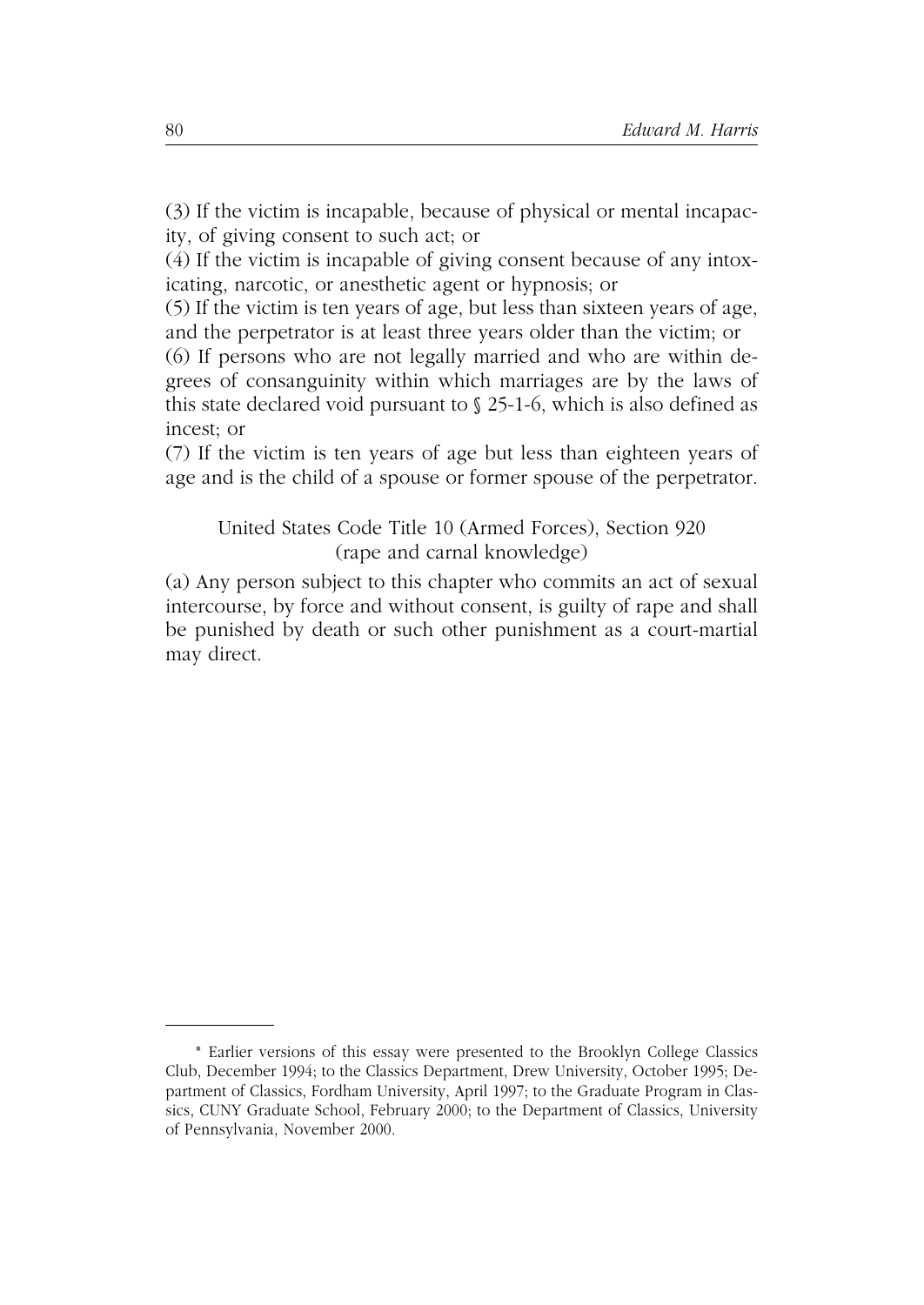(3) If the victim is incapable, because of physical or mental incapacity, of giving consent to such act; or

(4) If the victim is incapable of giving consent because of any intoxicating, narcotic, or anesthetic agent or hypnosis; or

(5) If the victim is ten years of age, but less than sixteen years of age, and the perpetrator is at least three years older than the victim; or

(6) If persons who are not legally married and who are within degrees of consanguinity within which marriages are by the laws of this state declared void pursuant to § 25-1-6, which is also defined as incest; or

(7) If the victim is ten years of age but less than eighteen years of age and is the child of a spouse or former spouse of the perpetrator.

United States Code Title 10 (Armed Forces), Section 920 (rape and carnal knowledge)

(a) Any person subject to this chapter who commits an act of sexual intercourse, by force and without consent, is guilty of rape and shall be punished by death or such other punishment as a court-martial may direct.

* Earlier versions of this essay were presented to the Brooklyn College Classics Club, December 1994; to the Classics Department, Drew University, October 1995; Department of Classics, Fordham University, April 1997; to the Graduate Program in Classics, CUNY Graduate School, February 2000; to the Department of Classics, University of Pennsylvania, November 2000.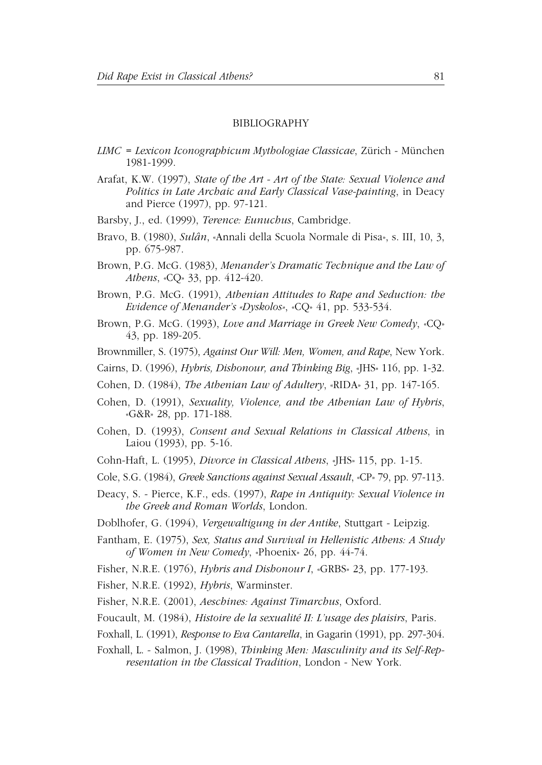## BIBLIOGRAPHY

*LIMC* = *Lexicon Iconographicum Mythologiae Classicae*, Zürich - München 1981-1999.

Arafat, K.W. (1997), *State of the Art - Art of the State: Sexual Violence and Politics in Late Archaic and Early Classical Vase-painting*, in Deacy and Pierce (1997), pp. 97-121.

Barsby, J., ed. (1999), *Terence: Eunuchus*, Cambridge.

Bravo, B. (1980), *Sulân*, «Annali della Scuola Normale di Pisa», s. III, 10, 3, pp. 675-987.

Brown, P.G. McG. (1983), *Menander's Dramatic Technique and the Law of Athens*, «CQ» 33, pp. 412-420.

Brown, P.G. McG. (1991), *Athenian Attitudes to Rape and Seduction: the Evidence of Menander's «Dyskolos»*, «CQ» 41, pp. 533-534.

Brown, P.G. McG. (1993), *Love and Marriage in Greek New Comedy*, «CQ» 43, pp. 189-205.

Brownmiller, S. (1975), *Against Our Will: Men, Women, and Rape*, New York.

Cairns, D. (1996), *Hybris, Dishonour, and Thinking Big*, «JHS» 116, pp. 1-32.

Cohen, D. (1984), *The Athenian Law of Adultery*, «RIDA» 31, pp. 147-165.

Cohen, D. (1991), *Sexuality, Violence, and the Athenian Law of Hybris*, «G&R» 28, pp. 171-188.

Cohen, D. (1993), *Consent and Sexual Relations in Classical Athens*, in Laiou (1993), pp. 5-16.

Cohn-Haft, L. (1995), *Divorce in Classical Athens*, «JHS» 115, pp. 1-15.

Cole, S.G. (1984), *Greek Sanctions against Sexual Assault*, «CP» 79, pp. 97-113.

Deacy, S. - Pierce, K.F., eds. (1997), *Rape in Antiquity: Sexual Violence in the Greek and Roman Worlds*, London.

Doblhofer, G. (1994), *Vergewaltigung in der Antike*, Stuttgart - Leipzig.

Fantham, E. (1975), *Sex, Status and Survival in Hellenistic Athens: A Study of Women in New Comedy*, «Phoenix» 26, pp. 44-74.

Fisher, N.R.E. (1976), *Hybris and Dishonour I*, «GRBS» 23, pp. 177-193.

Fisher, N.R.E. (1992), *Hybris*, Warminster.

Fisher, N.R.E. (2001), *Aeschines: Against Timarchus*, Oxford.

Foucault, M. (1984), *Histoire de la sexualité II: L'usage des plaisirs*, Paris.

Foxhall, L. (1991), *Response to Eva Cantarella*, in Gagarin (1991), pp. 297-304.

Foxhall, L. - Salmon, J. (1998), *Thinking Men: Masculinity and its Self-Representation in the Classical Tradition*, London - New York.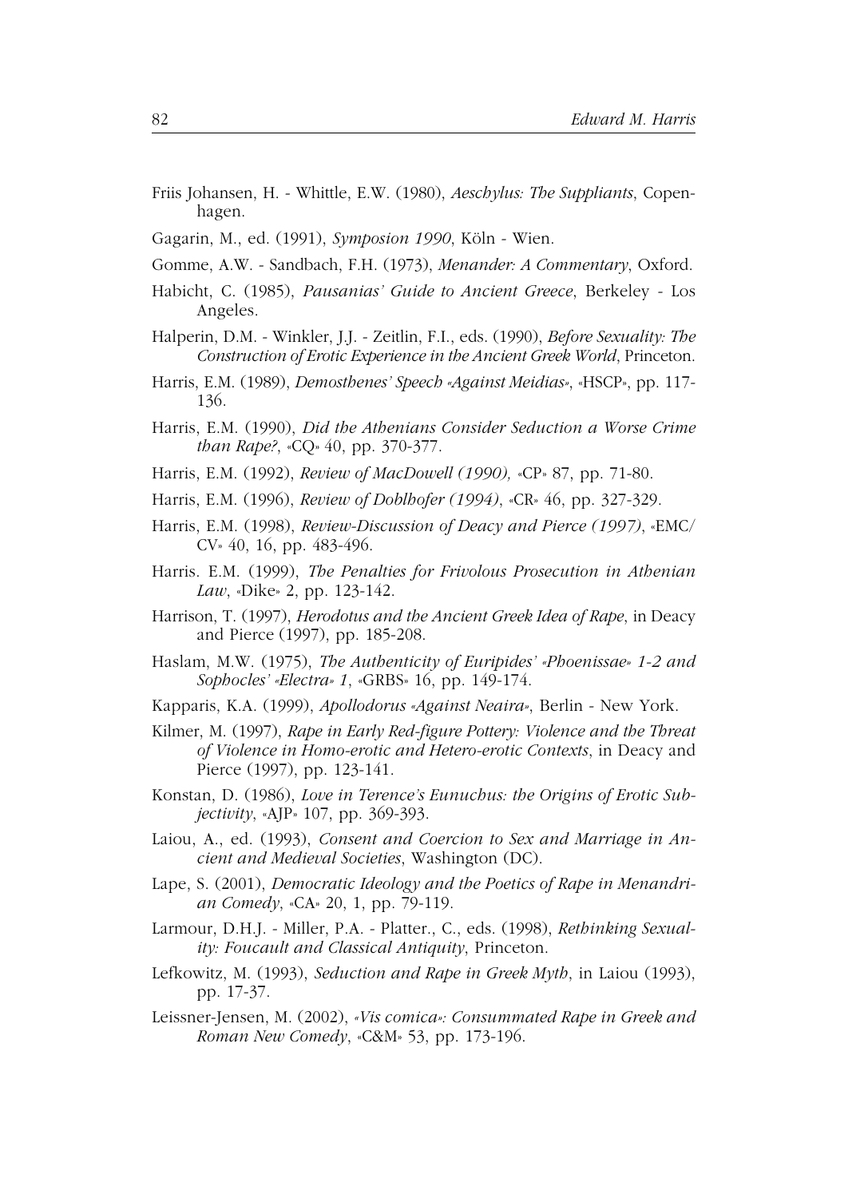Friis Johansen, H. - Whittle, E.W. (1980), *Aeschylus: The Suppliants*, Copenhagen.

Gagarin, M., ed. (1991), *Symposion 1990*, Köln - Wien.

Gomme, A.W. - Sandbach, F.H. (1973), *Menander: A Commentary*, Oxford.

Habicht, C. (1985), *Pausanias' Guide to Ancient Greece*, Berkeley - Los Angeles.

Halperin, D.M. - Winkler, J.J. - Zeitlin, F.I., eds. (1990), *Before Sexuality: The Construction of Erotic Experience in the Ancient Greek World*, Princeton.

Harris, E.M. (1989), *Demosthenes' Speech «Against Meidias»*, «HSCP», pp. 117-136.

Harris, E.M. (1990), *Did the Athenians Consider Seduction a Worse Crime than Rape?*, «CQ» 40, pp. 370-377.

Harris, E.M. (1992), *Review of MacDowell (1990),* «CP» 87, pp. 71-80.

Harris, E.M. (1996), *Review of Doblhofer (1994)*, «CR» 46, pp. 327-329.

Harris, E.M. (1998), *Review-Discussion of Deacy and Pierce (1997)*, «EMC/CV» 40, 16, pp. 483-496.

Harris. E.M. (1999), *The Penalties for Frivolous Prosecution in Athenian Law*, «Dike» 2, pp. 123-142.

Harrison, T. (1997), *Herodotus and the Ancient Greek Idea of Rape*, in Deacy and Pierce (1997), pp. 185-208.

Haslam, M.W. (1975), *The Authenticity of Euripides' «Phoenissae» 1-2 and Sophocles' «Electra» 1*, «GRBS» 16, pp. 149-174.

Kapparis, K.A. (1999), *Apollodorus «Against Neaira»*, Berlin - New York.

Kilmer, M. (1997), *Rape in Early Red-figure Pottery: Violence and the Threat of Violence in Homo-erotic and Hetero-erotic Contexts*, in Deacy and Pierce (1997), pp. 123-141.

Konstan, D. (1986), *Love in Terence's Eunuchus: the Origins of Erotic Subjectivity*, «AJP» 107, pp. 369-393.

Laiou, A., ed. (1993), *Consent and Coercion to Sex and Marriage in Ancient and Medieval Societies*, Washington (DC).

Lape, S. (2001), *Democratic Ideology and the Poetics of Rape in Menandrian Comedy*, «CA» 20, 1, pp. 79-119.

Larmour, D.H.J. - Miller, P.A. - Platter., C., eds. (1998), *Rethinking Sexuality: Foucault and Classical Antiquity*, Princeton.

Lefkowitz, M. (1993), *Seduction and Rape in Greek Myth*, in Laiou (1993), pp. 17-37.

Leissner-Jensen, M. (2002), *«Vis comica»: Consummated Rape in Greek and Roman New Comedy*, «C&M» 53, pp. 173-196.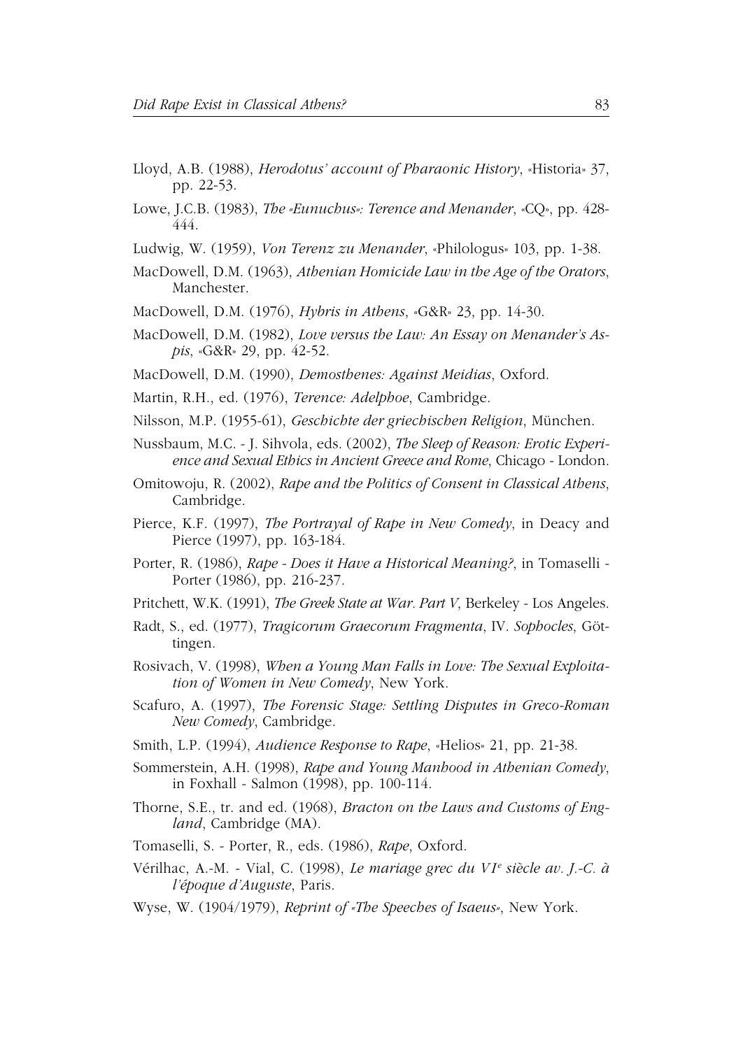Lloyd, A.B. (1988), *Herodotus' account of Pharaonic History*, «Historia» 37, pp. 22-53.

Lowe, J.C.B. (1983), *The «Eunuchus»: Terence and Menander*, «CQ», pp. 428-444.

Ludwig, W. (1959), *Von Terenz zu Menander*, «Philologus» 103, pp. 1-38.

MacDowell, D.M. (1963), *Athenian Homicide Law in the Age of the Orators*, Manchester.

MacDowell, D.M. (1976), *Hybris in Athens*, «G&R» 23, pp. 14-30.

MacDowell, D.M. (1982), *Love versus the Law: An Essay on Menander's Aspis*, «G&R» 29, pp. 42-52.

MacDowell, D.M. (1990), *Demosthenes: Against Meidias*, Oxford.

Martin, R.H., ed. (1976), *Terence: Adelphoe*, Cambridge.

Nilsson, M.P. (1955-61), *Geschichte der griechischen Religion*, München.

Nussbaum, M.C. - J. Sihvola, eds. (2002), *The Sleep of Reason: Erotic Experience and Sexual Ethics in Ancient Greece and Rome*, Chicago - London.

Omitowoju, R. (2002), *Rape and the Politics of Consent in Classical Athens*, Cambridge.

Pierce, K.F. (1997), *The Portrayal of Rape in New Comedy*, in Deacy and Pierce (1997), pp. 163-184.

Porter, R. (1986), *Rape - Does it Have a Historical Meaning?*, in Tomaselli - Porter (1986), pp. 216-237.

Pritchett, W.K. (1991), *The Greek State at War. Part V*, Berkeley - Los Angeles.

Radt, S., ed. (1977), *Tragicorum Graecorum Fragmenta*, IV. *Sophocles*, Göttingen.

Rosivach, V. (1998), *When a Young Man Falls in Love: The Sexual Exploitation of Women in New Comedy*, New York.

Scafuro, A. (1997), *The Forensic Stage: Settling Disputes in Greco-Roman New Comedy*, Cambridge.

Smith, L.P. (1994), *Audience Response to Rape*, «Helios» 21, pp. 21-38.

Sommerstein, A.H. (1998), *Rape and Young Manhood in Athenian Comedy*, in Foxhall - Salmon (1998), pp. 100-114.

Thorne, S.E., tr. and ed. (1968), *Bracton on the Laws and Customs of England*, Cambridge (MA).

Tomaselli, S. - Porter, R., eds. (1986), *Rape*, Oxford.

Vérilhac, A.-M. - Vial, C. (1998), *Le mariage grec du VI[e] siècle av. J.-C. à l'époque d'Auguste*, Paris.

Wyse, W. (1904/1979), *Reprint of «The Speeches of Isaeus»*, New York.